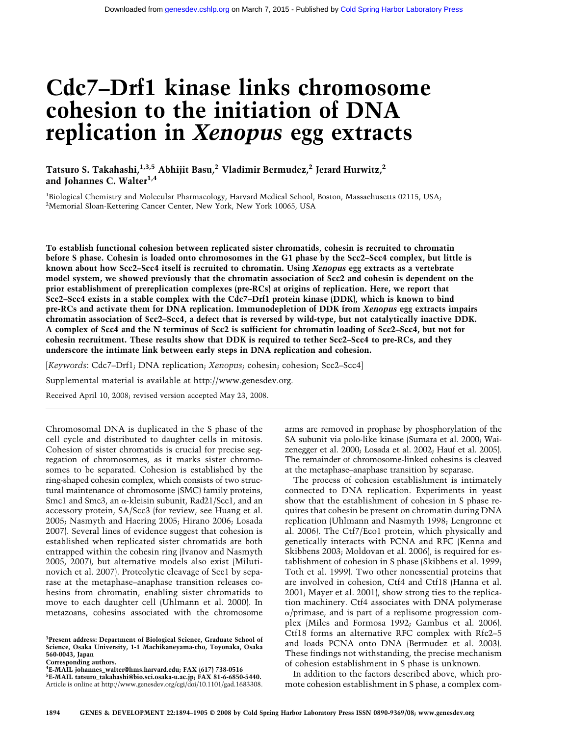# Cdc7–Drf1 kinase links chromosome cohesion to the initiation of DNA replication in *Xenopus* egg extracts

**Tatsuro S. Takahashi,[1,3,5] Abhijit Basu,[2] Vladimir Bermudez,[2] Jerard Hurwitz,[2] and Johannes C. Walter[1,4]**

[1]Biological Chemistry and Molecular Pharmacology, Harvard Medical School, Boston, Massachusetts 02115, USA; [2]Memorial Sloan-Kettering Cancer Center, New York, New York 10065, USA

**To establish functional cohesion between replicated sister chromatids, cohesin is recruited to chromatin before S phase. Cohesin is loaded onto chromosomes in the G1 phase by the Scc2–Scc4 complex, but little is known about how Scc2–Scc4 itself is recruited to chromatin. Using *Xenopus* egg extracts as a vertebrate model system, we showed previously that the chromatin association of Scc2 and cohesin is dependent on the prior establishment of prereplication complexes (pre-RCs) at origins of replication. Here, we report that Scc2–Scc4 exists in a stable complex with the Cdc7–Drf1 protein kinase (DDK), which is known to bind pre-RCs and activate them for DNA replication. Immunodepletion of DDK from *Xenopus* egg extracts impairs chromatin association of Scc2–Scc4, a defect that is reversed by wild-type, but not catalytically inactive DDK. A complex of Scc4 and the N terminus of Scc2 is sufficient for chromatin loading of Scc2–Scc4, but not for cohesin recruitment. These results show that DDK is required to tether Scc2–Scc4 to pre-RCs, and they underscore the intimate link between early steps in DNA replication and cohesion.**

[*Keywords*: Cdc7–Drf1; DNA replication; *Xenopus*; cohesin; cohesion; Scc2–Scc4]

Supplemental material is available at http://www.genesdev.org.

Received April 10, 2008; revised version accepted May 23, 2008.

---

Chromosomal DNA is duplicated in the S phase of the cell cycle and distributed to daughter cells in mitosis. Cohesion of sister chromatids is crucial for precise segregation of chromosomes, as it marks sister chromosomes to be separated. Cohesion is established by the ring-shaped cohesin complex, which consists of two structural maintenance of chromosome (SMC) family proteins, Smc1 and Smc3, an α-kleisin subunit, Rad21/Scc1, and an accessory protein, SA/Scc3 (for review, see Huang et al. 2005; Nasmyth and Haering 2005; Hirano 2006; Losada 2007). Several lines of evidence suggest that cohesion is established when replicated sister chromatids are both entrapped within the cohesin ring (Ivanov and Nasmyth 2005, 2007), but alternative models also exist (Milutinovich et al. 2007). Proteolytic cleavage of Scc1 by separase at the metaphase–anaphase transition releases cohesins from chromatin, enabling sister chromatids to move to each daughter cell (Uhlmann et al. 2000). In metazoans, cohesins associated with the chromosome arms are removed in prophase by phosphorylation of the SA subunit via polo-like kinase (Sumara et al. 2000; Waizenegger et al. 2000; Losada et al. 2002; Hauf et al. 2005). The remainder of chromosome-linked cohesins is cleaved at the metaphase–anaphase transition by separase.

The process of cohesion establishment is intimately connected to DNA replication. Experiments in yeast show that the establishment of cohesion in S phase requires that cohesin be present on chromatin during DNA replication (Uhlmann and Nasmyth 1998; Lengronne et al. 2006). The Ctf7/Eco1 protein, which physically and genetically interacts with PCNA and RFC (Kenna and Skibbens 2003; Moldovan et al. 2006), is required for establishment of cohesion in S phase (Skibbens et al. 1999; Toth et al. 1999). Two other nonessential proteins that are involved in cohesion, Ctf4 and Ctf18 (Hanna et al. 2001; Mayer et al. 2001), show strong ties to the replication machinery. Ctf4 associates with DNA polymerase α/primase, and is part of a replisome progression complex (Miles and Formosa 1992; Gambus et al. 2006). Ctf18 forms an alternative RFC complex with Rfc2–5 and loads PCNA onto DNA (Bermudez et al. 2003). These findings not withstanding, the precise mechanism of cohesion establishment in S phase is unknown.

In addition to the factors described above, which promote cohesion establishment in S phase, a complex com-

---

[3]Present address: Department of Biological Science, Graduate School of Science, Osaka University, 1-1 Machikaneyama-cho, Toyonaka, Osaka 560-0043, Japan
Corresponding authors.
[4]E-MAIL johannes_walter@hms.harvard.edu; FAX (617) 738-0516
[5]E-MAIL tatsuro_takahashi@bio.sci.osaka-u.ac.jp; FAX 81-6-6850-5440.
Article is online at http://www.genesdev.org/cgi/doi/10.1101/gad.1683308.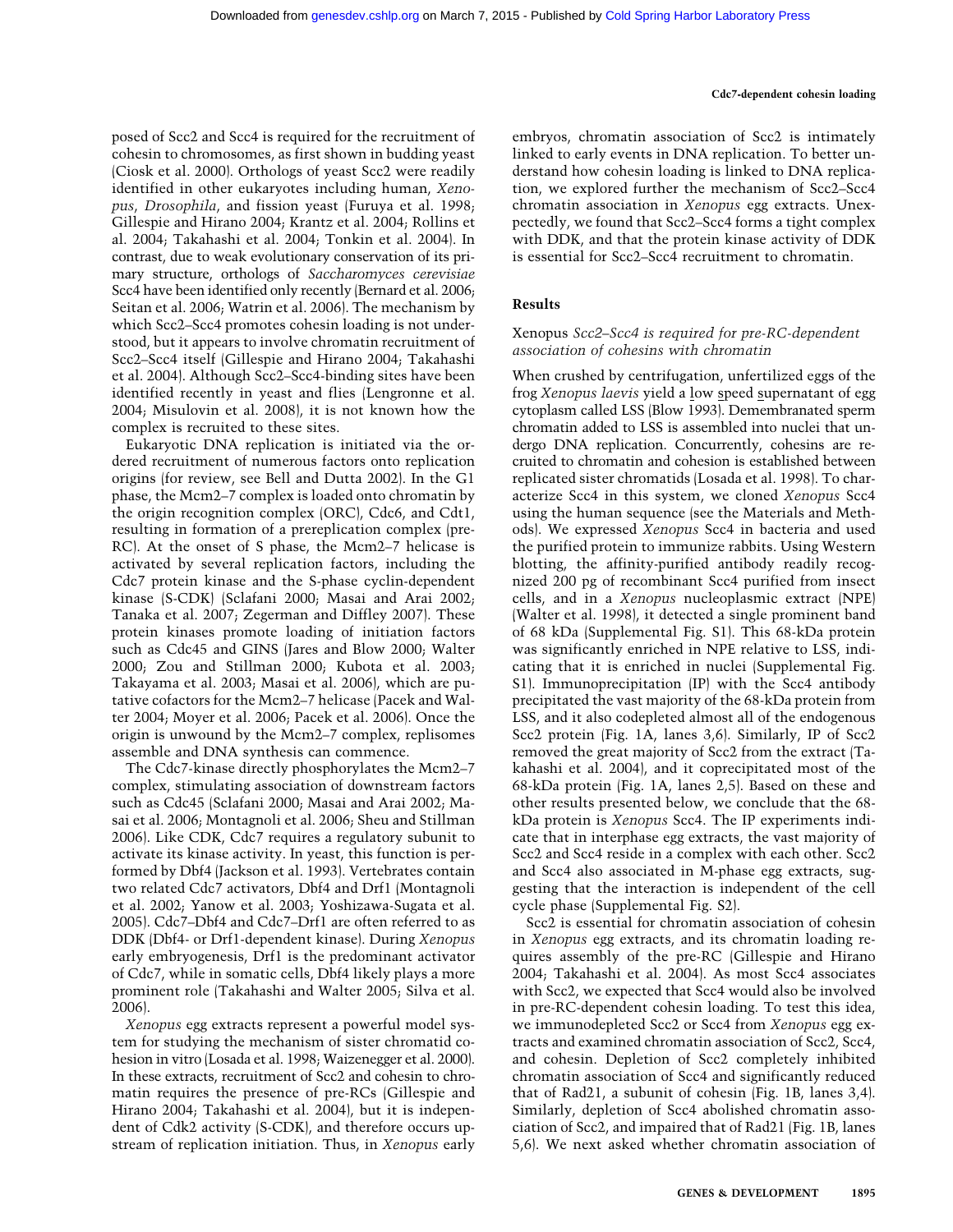posed of Scc2 and Scc4 is required for the recruitment of cohesin to chromosomes, as first shown in budding yeast (Ciosk et al. 2000). Orthologs of yeast Scc2 were readily identified in other eukaryotes including human, *Xenopus*, *Drosophila*, and fission yeast (Furuya et al. 1998; Gillespie and Hirano 2004; Krantz et al. 2004; Rollins et al. 2004; Takahashi et al. 2004; Tonkin et al. 2004). In contrast, due to weak evolutionary conservation of its primary structure, orthologs of *Saccharomyces cerevisiae* Scc4 have been identified only recently (Bernard et al. 2006; Seitan et al. 2006; Watrin et al. 2006). The mechanism by which Scc2–Scc4 promotes cohesin loading is not understood, but it appears to involve chromatin recruitment of Scc2–Scc4 itself (Gillespie and Hirano 2004; Takahashi et al. 2004). Although Scc2–Scc4-binding sites have been identified recently in yeast and flies (Lengronne et al. 2004; Misulovin et al. 2008), it is not known how the complex is recruited to these sites.

Eukaryotic DNA replication is initiated via the ordered recruitment of numerous factors onto replication origins (for review, see Bell and Dutta 2002). In the G1 phase, the Mcm2–7 complex is loaded onto chromatin by the origin recognition complex (ORC), Cdc6, and Cdt1, resulting in formation of a prereplication complex (pre-RC). At the onset of S phase, the Mcm2–7 helicase is activated by several replication factors, including the Cdc7 protein kinase and the S-phase cyclin-dependent kinase (S-CDK) (Sclafani 2000; Masai and Arai 2002; Tanaka et al. 2007; Zegerman and Diffley 2007). These protein kinases promote loading of initiation factors such as Cdc45 and GINS (Jares and Blow 2000; Walter 2000; Zou and Stillman 2000; Kubota et al. 2003; Takayama et al. 2003; Masai et al. 2006), which are putative cofactors for the Mcm2–7 helicase (Pacek and Walter 2004; Moyer et al. 2006; Pacek et al. 2006). Once the origin is unwound by the Mcm2–7 complex, replisomes assemble and DNA synthesis can commence.

The Cdc7-kinase directly phosphorylates the Mcm2–7 complex, stimulating association of downstream factors such as Cdc45 (Sclafani 2000; Masai and Arai 2002; Masai et al. 2006; Montagnoli et al. 2006; Sheu and Stillman 2006). Like CDK, Cdc7 requires a regulatory subunit to activate its kinase activity. In yeast, this function is performed by Dbf4 (Jackson et al. 1993). Vertebrates contain two related Cdc7 activators, Dbf4 and Drf1 (Montagnoli et al. 2002; Yanow et al. 2003; Yoshizawa-Sugata et al. 2005). Cdc7–Dbf4 and Cdc7–Drf1 are often referred to as DDK (Dbf4- or Drf1-dependent kinase). During *Xenopus* early embryogenesis, Drf1 is the predominant activator of Cdc7, while in somatic cells, Dbf4 likely plays a more prominent role (Takahashi and Walter 2005; Silva et al. 2006).

*Xenopus* egg extracts represent a powerful model system for studying the mechanism of sister chromatid cohesion in vitro (Losada et al. 1998; Waizenegger et al. 2000). In these extracts, recruitment of Scc2 and cohesin to chromatin requires the presence of pre-RCs (Gillespie and Hirano 2004; Takahashi et al. 2004), but it is independent of Cdk2 activity (S-CDK), and therefore occurs upstream of replication initiation. Thus, in *Xenopus* early embryos, chromatin association of Scc2 is intimately linked to early events in DNA replication. To better understand how cohesin loading is linked to DNA replication, we explored further the mechanism of Scc2–Scc4 chromatin association in *Xenopus* egg extracts. Unexpectedly, we found that Scc2–Scc4 forms a tight complex with DDK, and that the protein kinase activity of DDK is essential for Scc2–Scc4 recruitment to chromatin.

## Results

### *Xenopus Scc2–Scc4 is required for pre-RC-dependent association of cohesins with chromatin*

When crushed by centrifugation, unfertilized eggs of the frog *Xenopus laevis* yield a low speed supernatant of egg cytoplasm called LSS (Blow 1993). Demembranated sperm chromatin added to LSS is assembled into nuclei that undergo DNA replication. Concurrently, cohesins are recruited to chromatin and cohesion is established between replicated sister chromatids (Losada et al. 1998). To characterize Scc4 in this system, we cloned *Xenopus* Scc4 using the human sequence (see the Materials and Methods). We expressed *Xenopus* Scc4 in bacteria and used the purified protein to immunize rabbits. Using Western blotting, the affinity-purified antibody readily recognized 200 pg of recombinant Scc4 purified from insect cells, and in a *Xenopus* nucleoplasmic extract (NPE) (Walter et al. 1998), it detected a single prominent band of 68 kDa (Supplemental Fig. S1). This 68-kDa protein was significantly enriched in NPE relative to LSS, indicating that it is enriched in nuclei (Supplemental Fig. S1). Immunoprecipitation (IP) with the Scc4 antibody precipitated the vast majority of the 68-kDa protein from LSS, and it also codepleted almost all of the endogenous Scc2 protein (Fig. 1A, lanes 3,6). Similarly, IP of Scc2 removed the great majority of Scc2 from the extract (Takahashi et al. 2004), and it coprecipitated most of the 68-kDa protein (Fig. 1A, lanes 2,5). Based on these and other results presented below, we conclude that the 68-kDa protein is *Xenopus* Scc4. The IP experiments indicate that in interphase egg extracts, the vast majority of Scc2 and Scc4 reside in a complex with each other. Scc2 and Scc4 also associated in M-phase egg extracts, suggesting that the interaction is independent of the cell cycle phase (Supplemental Fig. S2).

Scc2 is essential for chromatin association of cohesin in *Xenopus* egg extracts, and its chromatin loading requires assembly of the pre-RC (Gillespie and Hirano 2004; Takahashi et al. 2004). As most Scc4 associates with Scc2, we expected that Scc4 would also be involved in pre-RC-dependent cohesin loading. To test this idea, we immunodepleted Scc2 or Scc4 from *Xenopus* egg extracts and examined chromatin association of Scc2, Scc4, and cohesin. Depletion of Scc2 completely inhibited chromatin association of Scc4 and significantly reduced that of Rad21, a subunit of cohesin (Fig. 1B, lanes 3,4). Similarly, depletion of Scc4 abolished chromatin association of Scc2, and impaired that of Rad21 (Fig. 1B, lanes 5,6). We next asked whether chromatin association of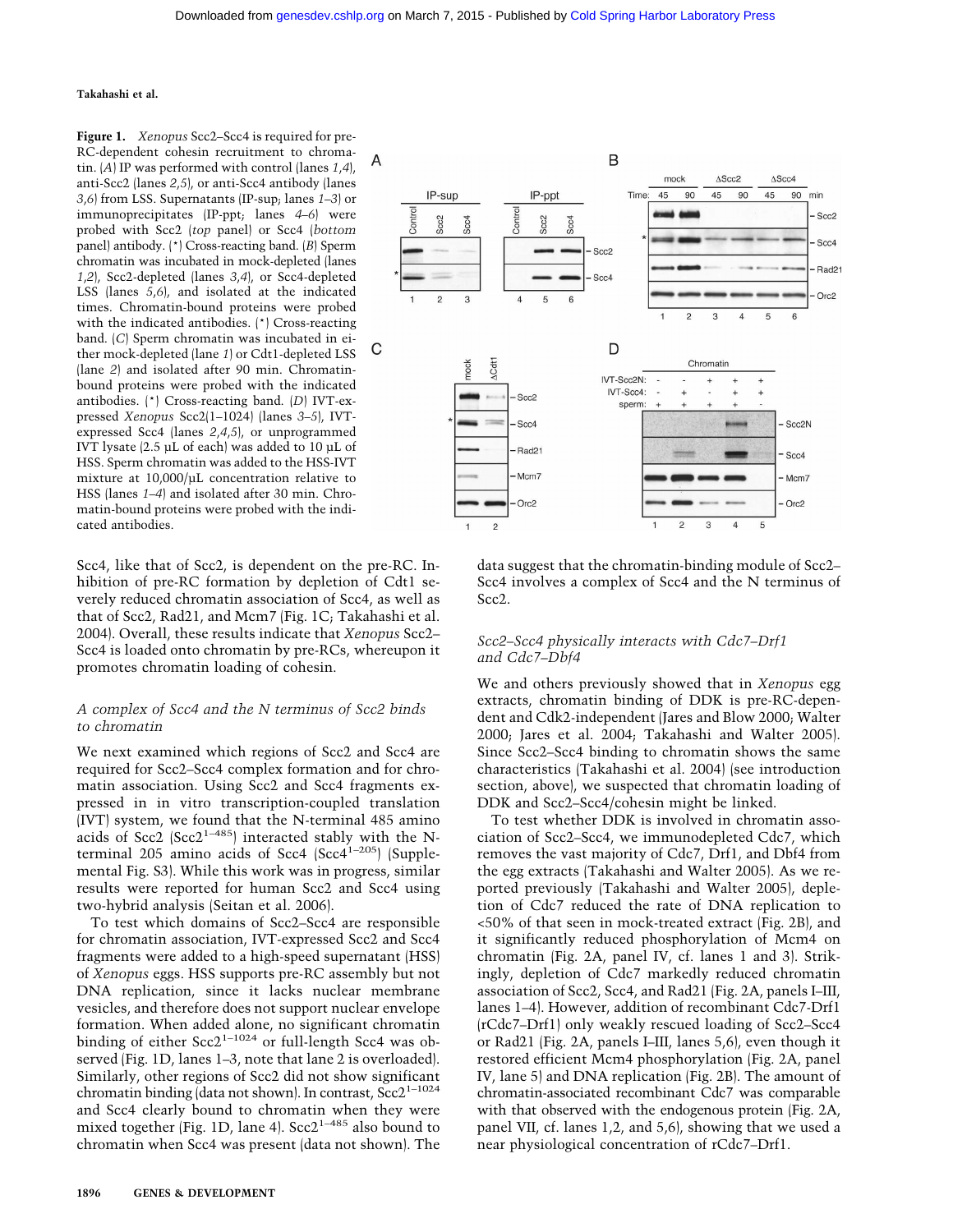**Figure 1.** *Xenopus* Scc2–Scc4 is required for pre-RC-dependent cohesin recruitment to chromatin. (*A*) IP was performed with control (lanes *1*,*4*), anti-Scc2 (lanes *2*,*5*), or anti-Scc4 antibody (lanes *3*,*6*) from LSS. Supernatants (IP-sup; lanes *1*–*3*) or immunoprecipitates (IP-ppt; lanes *4*–*6*) were probed with Scc2 (*top* panel) or Scc4 (*bottom* panel) antibody. (*) Cross-reacting band. (*B*) Sperm chromatin was incubated in mock-depleted (lanes *1*,*2*), Scc2-depleted (lanes *3*,*4*), or Scc4-depleted LSS (lanes *5*,*6*), and isolated at the indicated times. Chromatin-bound proteins were probed with the indicated antibodies. (*) Cross-reacting band. (*C*) Sperm chromatin was incubated in either mock-depleted (lane *1*) or Cdt1-depleted LSS (lane *2*) and isolated after 90 min. Chromatin-bound proteins were probed with the indicated antibodies. (*) Cross-reacting band. (*D*) IVT-expressed *Xenopus* Scc2(1–1024) (lanes *3*–*5*), IVT-expressed Scc4 (lanes *2*,*4*,*5*), or unprogrammed IVT lysate (2.5 µL of each) was added to 10 µL of HSS. Sperm chromatin was added to the HSS-IVT mixture at 10,000/µL concentration relative to HSS (lanes *1*–*4*) and isolated after 30 min. Chromatin-bound proteins were probed with the indicated antibodies.

Scc4, like that of Scc2, is dependent on the pre-RC. Inhibition of pre-RC formation by depletion of Cdt1 severely reduced chromatin association of Scc4, as well as that of Scc2, Rad21, and Mcm7 (Fig. 1C; Takahashi et al. 2004). Overall, these results indicate that *Xenopus* Scc2–Scc4 is loaded onto chromatin by pre-RCs, whereupon it promotes chromatin loading of cohesin.

### *A complex of Scc4 and the N terminus of Scc2 binds to chromatin*

We next examined which regions of Scc2 and Scc4 are required for Scc2–Scc4 complex formation and for chromatin association. Using Scc2 and Scc4 fragments expressed in in vitro transcription-coupled translation (IVT) system, we found that the N-terminal 485 amino acids of Scc2 ($Scc2^{1-485}$) interacted stably with the N-terminal 205 amino acids of Scc4 ($Scc4^{1-205}$) (Supplemental Fig. S3). While this work was in progress, similar results were reported for human Scc2 and Scc4 using two-hybrid analysis (Seitan et al. 2006).

To test which domains of Scc2–Scc4 are responsible for chromatin association, IVT-expressed Scc2 and Scc4 fragments were added to a high-speed supernatant (HSS) of *Xenopus* eggs. HSS supports pre-RC assembly but not DNA replication, since it lacks nuclear membrane vesicles, and therefore does not support nuclear envelope formation. When added alone, no significant chromatin binding of either $Scc2^{1-1024}$ or full-length Scc4 was observed (Fig. 1D, lanes 1–3, note that lane 2 is overloaded). Similarly, other regions of Scc2 did not show significant chromatin binding (data not shown). In contrast, $Scc2^{1-1024}$ and Scc4 clearly bound to chromatin when they were mixed together (Fig. 1D, lane 4). $Scc2^{1-485}$ also bound to chromatin when Scc4 was present (data not shown). The data suggest that the chromatin-binding module of Scc2–Scc4 involves a complex of Scc4 and the N terminus of Scc2.

### *Scc2–Scc4 physically interacts with Cdc7–Drf1 and Cdc7–Dbf4*

We and others previously showed that in *Xenopus* egg extracts, chromatin binding of DDK is pre-RC-dependent and Cdk2-independent (Jares and Blow 2000; Walter 2000; Jares et al. 2004; Takahashi and Walter 2005). Since Scc2–Scc4 binding to chromatin shows the same characteristics (Takahashi et al. 2004) (see introduction section, above), we suspected that chromatin loading of DDK and Scc2–Scc4/cohesin might be linked.

To test whether DDK is involved in chromatin association of Scc2–Scc4, we immunodepleted Cdc7, which removes the vast majority of Cdc7, Drf1, and Dbf4 from the egg extracts (Takahashi and Walter 2005). As we reported previously (Takahashi and Walter 2005), depletion of Cdc7 reduced the rate of DNA replication to <50% of that seen in mock-treated extract (Fig. 2B), and it significantly reduced phosphorylation of Mcm4 on chromatin (Fig. 2A, panel IV, cf. lanes 1 and 3). Strikingly, depletion of Cdc7 markedly reduced chromatin association of Scc2, Scc4, and Rad21 (Fig. 2A, panels I–III, lanes 1–4). However, addition of recombinant Cdc7-Drf1 (rCdc7–Drf1) only weakly rescued loading of Scc2–Scc4 or Rad21 (Fig. 2A, panels I–III, lanes 5,6), even though it restored efficient Mcm4 phosphorylation (Fig. 2A, panel IV, lane 5) and DNA replication (Fig. 2B). The amount of chromatin-associated recombinant Cdc7 was comparable with that observed with the endogenous protein (Fig. 2A, panel VII, cf. lanes 1,2, and 5,6), showing that we used a near physiological concentration of rCdc7–Drf1.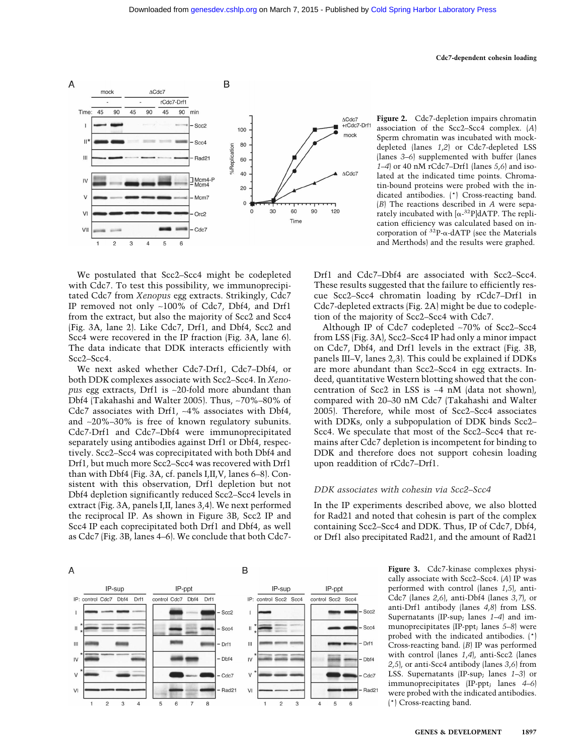**Figure 2.** Cdc7-depletion impairs chromatin association of the Scc2–Scc4 complex. (*A*) Sperm chromatin was incubated with mock-depleted (lanes *1*,*2*) or Cdc7-depleted LSS (lanes *3*–*6*) supplemented with buffer (lanes *1*–*4*) or 40 nM rCdc7–Drf1 (lanes *5*,*6*) and isolated at the indicated time points. Chromatin-bound proteins were probed with the indicated antibodies. (*) Cross-reacting band. (*B*) The reactions described in *A* were separately incubated with [α-$^{32}$P]dATP. The replication efficiency was calculated based on incorporation of $^{32}$P-α-dATP (see the Materials and Merthods) and the results were graphed.

We postulated that Scc2–Scc4 might be codepleted with Cdc7. To test this possibility, we immunoprecipitated Cdc7 from *Xenopus* egg extracts. Strikingly, Cdc7 IP removed not only ~100% of Cdc7, Dbf4, and Drf1 from the extract, but also the majority of Scc2 and Scc4 (Fig. 3A, lane 2). Like Cdc7, Drf1, and Dbf4, Scc2 and Scc4 were recovered in the IP fraction (Fig. 3A, lane 6). The data indicate that DDK interacts efficiently with Scc2–Scc4.

We next asked whether Cdc7-Drf1, Cdc7–Dbf4, or both DDK complexes associate with Scc2–Scc4. In *Xenopus* egg extracts, Drf1 is ~20-fold more abundant than Dbf4 (Takahashi and Walter 2005). Thus, ~70%–80% of Cdc7 associates with Drf1, ~4% associates with Dbf4, and ~20%–30% is free of known regulatory subunits. Cdc7-Drf1 and Cdc7–Dbf4 were immunoprecipitated separately using antibodies against Drf1 or Dbf4, respectively. Scc2–Scc4 was coprecipitated with both Dbf4 and Drf1, but much more Scc2–Scc4 was recovered with Drf1 than with Dbf4 (Fig. 3A, cf. panels I,II,V, lanes 6–8). Consistent with this observation, Drf1 depletion but not Dbf4 depletion significantly reduced Scc2–Scc4 levels in extract (Fig. 3A, panels I,II, lanes 3,4). We next performed the reciprocal IP. As shown in Figure 3B, Scc2 IP and Scc4 IP each coprecipitated both Drf1 and Dbf4, as well as Cdc7 (Fig. 3B, lanes 4–6). We conclude that both Cdc7-Drf1 and Cdc7–Dbf4 are associated with Scc2–Scc4. These results suggested that the failure to efficiently rescue Scc2–Scc4 chromatin loading by rCdc7–Drf1 in Cdc7-depleted extracts (Fig. 2A) might be due to codepletion of the majority of Scc2–Scc4 with Cdc7.

Although IP of Cdc7 codepleted ~70% of Scc2–Scc4 from LSS (Fig. 3A), Scc2–Scc4 IP had only a minor impact on Cdc7, Dbf4, and Drf1 levels in the extract (Fig. 3B, panels III–V, lanes 2,3). This could be explained if DDKs are more abundant than Scc2–Scc4 in egg extracts. Indeed, quantitative Western blotting showed that the concentration of Scc2 in LSS is ~4 nM (data not shown), compared with 20–30 nM Cdc7 (Takahashi and Walter 2005). Therefore, while most of Scc2–Scc4 associates with DDKs, only a subpopulation of DDK binds Scc2–Scc4. We speculate that most of the Scc2–Scc4 that remains after Cdc7 depletion is incompetent for binding to DDK and therefore does not support cohesin loading upon readdition of rCdc7–Drf1.

### *DDK associates with cohesin via Scc2–Scc4*

In the IP experiments described above, we also blotted for Rad21 and noted that cohesin is part of the complex containing Scc2–Scc4 and DDK. Thus, IP of Cdc7, Dbf4, or Drf1 also precipitated Rad21, and the amount of Rad21

**Figure 3.** Cdc7-kinase complexes physically associate with Scc2–Scc4. (*A*) IP was performed with control (lanes *1*,*5*), anti-Cdc7 (lanes *2*,*6*), anti-Dbf4 (lanes *3*,*7*), or anti-Drf1 antibody (lanes *4*,*8*) from LSS. Supernatants (IP-sup; lanes *1*–*4*) and immunoprecipitates (IP-ppt; lanes *5*–*8*) were probed with the indicated antibodies. (*) Cross-reacting band. (*B*) IP was performed with control (lanes *1*,*4*), anti-Scc2 (lanes *2*,*5*), or anti-Scc4 antibody (lanes *3*,*6*) from LSS. Supernatants (IP-sup; lanes *1*–*3*) or immunoprecipitates (IP-ppt; lanes *4*–*6*) were probed with the indicated antibodies. (*) Cross-reacting band.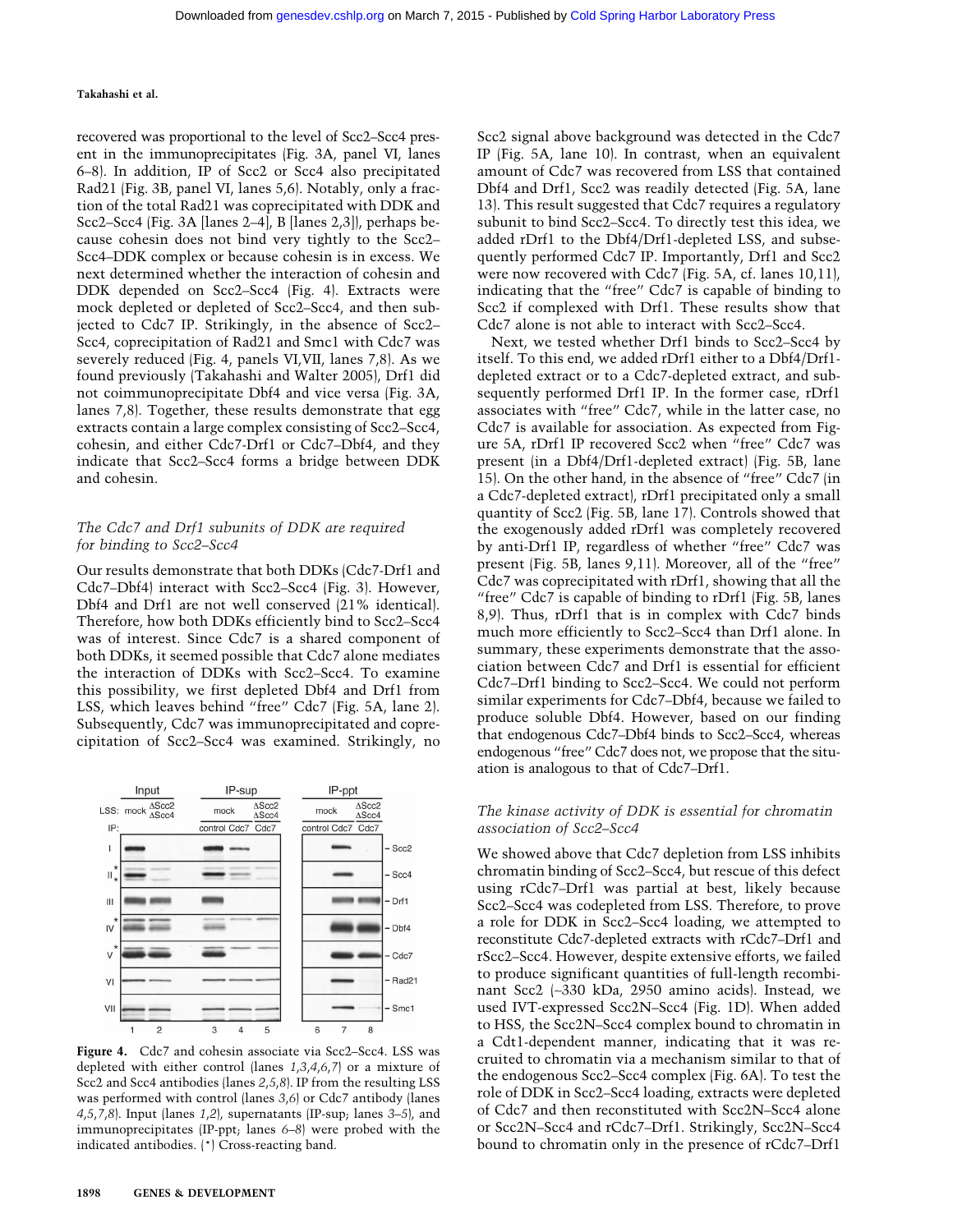recovered was proportional to the level of Scc2–Scc4 present in the immunoprecipitates (Fig. 3A, panel VI, lanes 6–8). In addition, IP of Scc2 or Scc4 also precipitated Rad21 (Fig. 3B, panel VI, lanes 5,6). Notably, only a fraction of the total Rad21 was coprecipitated with DDK and Scc2–Scc4 (Fig. 3A [lanes 2–4], B [lanes 2,3]), perhaps because cohesin does not bind very tightly to the Scc2–Scc4–DDK complex or because cohesin is in excess. We next determined whether the interaction of cohesin and DDK depended on Scc2–Scc4 (Fig. 4). Extracts were mock depleted or depleted of Scc2–Scc4, and then subjected to Cdc7 IP. Strikingly, in the absence of Scc2–Scc4, coprecipitation of Rad21 and Smc1 with Cdc7 was severely reduced (Fig. 4, panels VI,VII, lanes 7,8). As we found previously (Takahashi and Walter 2005), Drf1 did not coimmunoprecipitate Dbf4 and vice versa (Fig. 3A, lanes 7,8). Together, these results demonstrate that egg extracts contain a large complex consisting of Scc2–Scc4, cohesin, and either Cdc7-Drf1 or Cdc7–Dbf4, and they indicate that Scc2–Scc4 forms a bridge between DDK and cohesin.

### *The Cdc7 and Drf1 subunits of DDK are required for binding to Scc2–Scc4*

Our results demonstrate that both DDKs (Cdc7-Drf1 and Cdc7–Dbf4) interact with Scc2–Scc4 (Fig. 3). However, Dbf4 and Drf1 are not well conserved (21% identical). Therefore, how both DDKs efficiently bind to Scc2–Scc4 was of interest. Since Cdc7 is a shared component of both DDKs, it seemed possible that Cdc7 alone mediates the interaction of DDKs with Scc2–Scc4. To examine this possibility, we first depleted Dbf4 and Drf1 from LSS, which leaves behind "free" Cdc7 (Fig. 5A, lane 2). Subsequently, Cdc7 was immunoprecipitated and coprecipitation of Scc2–Scc4 was examined. Strikingly, no Scc2 signal above background was detected in the Cdc7 IP (Fig. 5A, lane 10). In contrast, when an equivalent amount of Cdc7 was recovered from LSS that contained Dbf4 and Drf1, Scc2 was readily detected (Fig. 5A, lane 13). This result suggested that Cdc7 requires a regulatory subunit to bind Scc2–Scc4. To directly test this idea, we added rDrf1 to the Dbf4/Drf1-depleted LSS, and subsequently performed Cdc7 IP. Importantly, Drf1 and Scc2 were now recovered with Cdc7 (Fig. 5A, cf. lanes 10,11), indicating that the "free" Cdc7 is capable of binding to Scc2 if complexed with Drf1. These results show that Cdc7 alone is not able to interact with Scc2–Scc4.

Next, we tested whether Drf1 binds to Scc2–Scc4 by itself. To this end, we added rDrf1 either to a Dbf4/Drf1-depleted extract or to a Cdc7-depleted extract, and subsequently performed Drf1 IP. In the former case, rDrf1 associates with "free" Cdc7, while in the latter case, no Cdc7 is available for association. As expected from Figure 5A, rDrf1 IP recovered Scc2 when "free" Cdc7 was present (in a Dbf4/Drf1-depleted extract) (Fig. 5B, lane 15). On the other hand, in the absence of "free" Cdc7 (in a Cdc7-depleted extract), rDrf1 precipitated only a small quantity of Scc2 (Fig. 5B, lane 17). Controls showed that the exogenously added rDrf1 was completely recovered by anti-Drf1 IP, regardless of whether "free" Cdc7 was present (Fig. 5B, lanes 9,11). Moreover, all of the "free" Cdc7 was coprecipitated with rDrf1, showing that all the "free" Cdc7 is capable of binding to rDrf1 (Fig. 5B, lanes 8,9). Thus, rDrf1 that is in complex with Cdc7 binds much more efficiently to Scc2–Scc4 than Drf1 alone. In summary, these experiments demonstrate that the association between Cdc7 and Drf1 is essential for efficient Cdc7–Drf1 binding to Scc2–Scc4. We could not perform similar experiments for Cdc7–Dbf4, because we failed to produce soluble Dbf4. However, based on our finding that endogenous Cdc7–Dbf4 binds to Scc2–Scc4, whereas endogenous "free" Cdc7 does not, we propose that the situation is analogous to that of Cdc7–Drf1.

### *The kinase activity of DDK is essential for chromatin association of Scc2–Scc4*

We showed above that Cdc7 depletion from LSS inhibits chromatin binding of Scc2–Scc4, but rescue of this defect using rCdc7–Drf1 was partial at best, likely because Scc2–Scc4 was codepleted from LSS. Therefore, to prove a role for DDK in Scc2–Scc4 loading, we attempted to reconstitute Cdc7-depleted extracts with rCdc7–Drf1 and rScc2–Scc4. However, despite extensive efforts, we failed to produce significant quantities of full-length recombinant Scc2 (~330 kDa, 2950 amino acids). Instead, we used IVT-expressed Scc2N–Scc4 (Fig. 1D). When added to HSS, the Scc2N–Scc4 complex bound to chromatin in a Cdt1-dependent manner, indicating that it was recruited to chromatin via a mechanism similar to that of the endogenous Scc2–Scc4 complex (Fig. 6A). To test the role of DDK in Scc2–Scc4 loading, extracts were depleted of Cdc7 and then reconstituted with Scc2N–Scc4 alone or Scc2N–Scc4 and rCdc7–Drf1. Strikingly, Scc2N–Scc4 bound to chromatin only in the presence of rCdc7–Drf1

**Figure 4.** Cdc7 and cohesin associate via Scc2–Scc4. LSS was depleted with either control (lanes *1,3,4,6,7*) or a mixture of Scc2 and Scc4 antibodies (lanes *2,5,8*). IP from the resulting LSS was performed with control (lanes *3,6*) or Cdc7 antibody (lanes *4,5,7,8*). Input (lanes *1,2*), supernatants (IP-sup; lanes *3–5*), and immunoprecipitates (IP-ppt; lanes *6–8*) were probed with the indicated antibodies. (*) Cross-reacting band.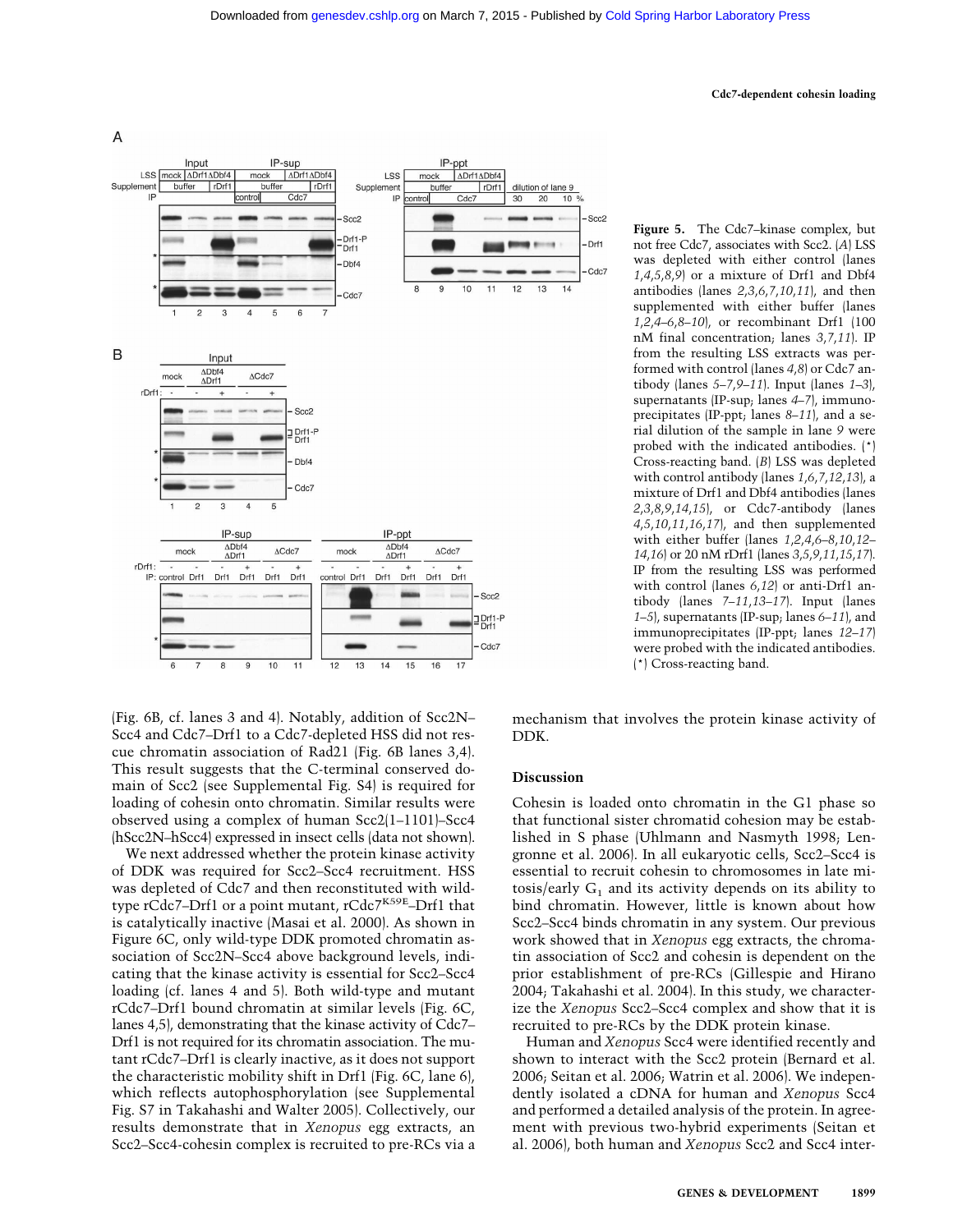Figure 5. The Cdc7–kinase complex, but not free Cdc7, associates with Scc2. (*A*) LSS was depleted with either control (lanes *1,4,5,8,9*) or a mixture of Drf1 and Dbf4 antibodies (lanes *2,3,6,7,10,11*), and then supplemented with either buffer (lanes *1,2,4–6,8–10*), or recombinant Drf1 (100 nM final concentration; lanes *3,7,11*). IP from the resulting LSS extracts was performed with control (lanes *4,8*) or Cdc7 antibody (lanes *5–7,9–11*). Input (lanes *1–3*), supernatants (IP-sup; lanes *4–7*), immunoprecipitates (IP-ppt; lanes *8–11*), and a serial dilution of the sample in lane *9* were probed with the indicated antibodies. (*) Cross-reacting band. (*B*) LSS was depleted with control antibody (lanes *1,6,7,12,13*), a mixture of Drf1 and Dbf4 antibodies (lanes *2,3,8,9,14,15*), or Cdc7-antibody (lanes *4,5,10,11,16,17*), and then supplemented with either buffer (lanes *1,2,4,6–8,10,12–14,16*) or 20 nM rDrf1 (lanes *3,5,9,11,15,17*). IP from the resulting LSS was performed with control (lanes *6,12*) or anti-Drf1 antibody (lanes *7–11,13–17*). Input (lanes *1–5*), supernatants (IP-sup; lanes *6–11*), and immunoprecipitates (IP-ppt; lanes *12–17*) were probed with the indicated antibodies. (*) Cross-reacting band.

(Fig. 6B, cf. lanes 3 and 4). Notably, addition of Scc2N–Scc4 and Cdc7–Drf1 to a Cdc7-depleted HSS did not rescue chromatin association of Rad21 (Fig. 6B lanes 3,4). This result suggests that the C-terminal conserved domain of Scc2 (see Supplemental Fig. S4) is required for loading of cohesin onto chromatin. Similar results were observed using a complex of human Scc2(1–1101)–Scc4 (hScc2N–hScc4) expressed in insect cells (data not shown).

We next addressed whether the protein kinase activity of DDK was required for Scc2–Scc4 recruitment. HSS was depleted of Cdc7 and then reconstituted with wild-type rCdc7–Drf1 or a point mutant, rCdc7$^{K59E}$–Drf1 that is catalytically inactive (Masai et al. 2000). As shown in Figure 6C, only wild-type DDK promoted chromatin association of Scc2N–Scc4 above background levels, indicating that the kinase activity is essential for Scc2–Scc4 loading (cf. lanes 4 and 5). Both wild-type and mutant rCdc7–Drf1 bound chromatin at similar levels (Fig. 6C, lanes 4,5), demonstrating that the kinase activity of Cdc7–Drf1 is not required for its chromatin association. The mutant rCdc7–Drf1 is clearly inactive, as it does not support the characteristic mobility shift in Drf1 (Fig. 6C, lane 6), which reflects autophosphorylation (see Supplemental Fig. S7 in Takahashi and Walter 2005). Collectively, our results demonstrate that in *Xenopus* egg extracts, an Scc2–Scc4-cohesin complex is recruited to pre-RCs via a mechanism that involves the protein kinase activity of DDK.

## Discussion

Cohesin is loaded onto chromatin in the G1 phase so that functional sister chromatid cohesion may be established in S phase (Uhlmann and Nasmyth 1998; Lengronne et al. 2006). In all eukaryotic cells, Scc2–Scc4 is essential to recruit cohesin to chromosomes in late mitosis/early $G_1$ and its activity depends on its ability to bind chromatin. However, little is known about how Scc2–Scc4 binds chromatin in any system. Our previous work showed that in *Xenopus* egg extracts, the chromatin association of Scc2 and cohesin is dependent on the prior establishment of pre-RCs (Gillespie and Hirano 2004; Takahashi et al. 2004). In this study, we characterize the *Xenopus* Scc2–Scc4 complex and show that it is recruited to pre-RCs by the DDK protein kinase.

Human and *Xenopus* Scc4 were identified recently and shown to interact with the Scc2 protein (Bernard et al. 2006; Seitan et al. 2006; Watrin et al. 2006). We independently isolated a cDNA for human and *Xenopus* Scc4 and performed a detailed analysis of the protein. In agreement with previous two-hybrid experiments (Seitan et al. 2006), both human and *Xenopus* Scc2 and Scc4 inter-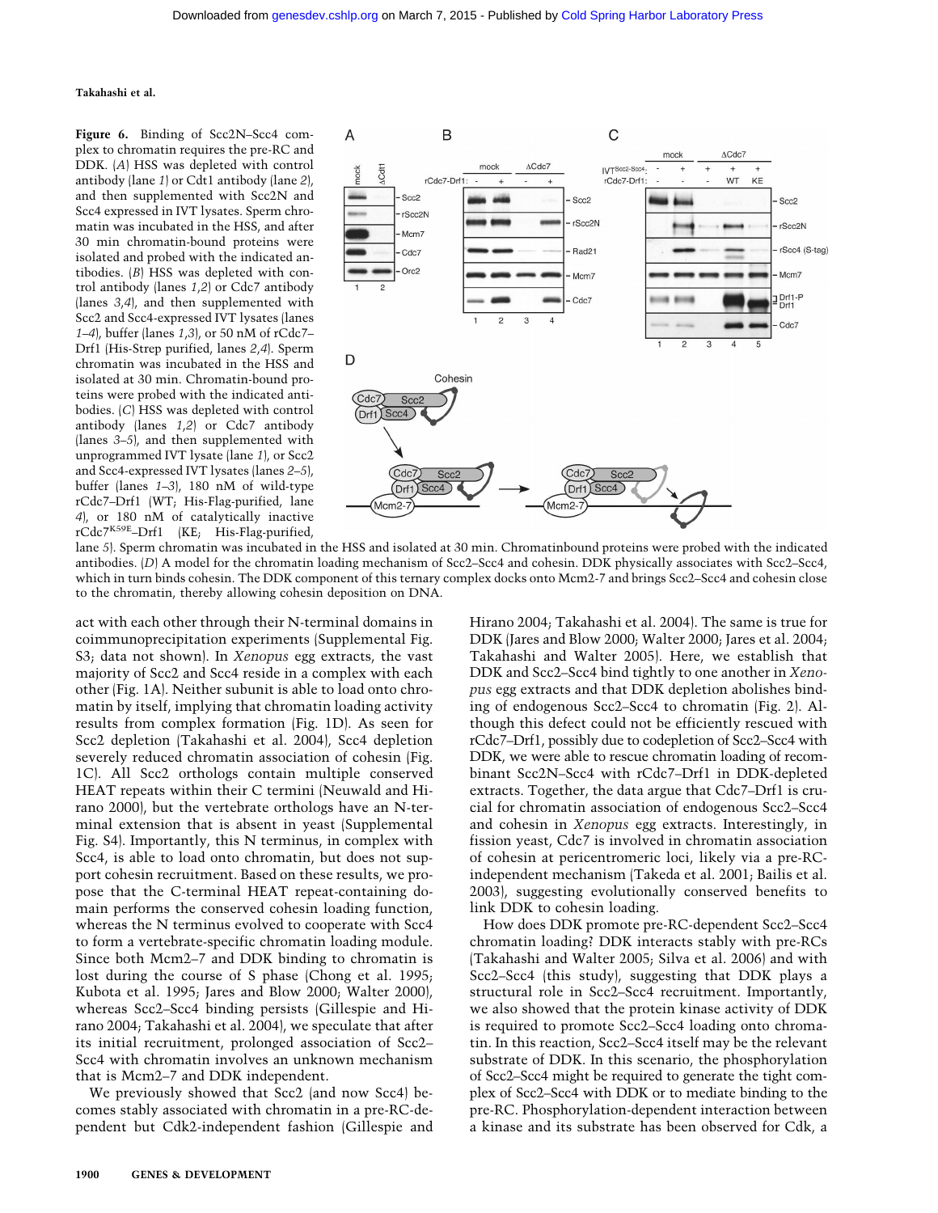**Figure 6.** Binding of Scc2N–Scc4 complex to chromatin requires the pre-RC and DDK. (*A*) HSS was depleted with control antibody (lane *1*) or Cdt1 antibody (lane *2*), and then supplemented with Scc2N and Scc4 expressed in IVT lysates. Sperm chromatin was incubated in the HSS, and after 30 min chromatin-bound proteins were isolated and probed with the indicated antibodies. (*B*) HSS was depleted with control antibody (lanes *1*,*2*) or Cdc7 antibody (lanes *3*,*4*), and then supplemented with Scc2 and Scc4-expressed IVT lysates (lanes *1*–*4*), buffer (lanes *1*,*3*), or 50 nM of rCdc7–Drf1 (His-Strep purified, lanes *2*,*4*). Sperm chromatin was incubated in the HSS and isolated at 30 min. Chromatin-bound proteins were probed with the indicated antibodies. (*C*) HSS was depleted with control antibody (lanes *1*,*2*) or Cdc7 antibody (lanes *3*–*5*), and then supplemented with unprogrammed IVT lysate (lane *1*), or Scc2 and Scc4-expressed IVT lysates (lanes *2*–*5*), buffer (lanes *1*–*3*), 180 nM of wild-type rCdc7–Drf1 (WT; His-Flag-purified, lane *4*), or 180 nM of catalytically inactive rCdc7[K59E]–Drf1 (KE; His-Flag-purified, lane *5*). Sperm chromatin was incubated in the HSS and isolated at 30 min. Chromatinbound proteins were probed with the indicated antibodies. (*D*) A model for the chromatin loading mechanism of Scc2–Scc4 and cohesin. DDK physically associates with Scc2–Scc4, which in turn binds cohesin. The DDK component of this ternary complex docks onto Mcm2-7 and brings Scc2–Scc4 and cohesin close to the chromatin, thereby allowing cohesin deposition on DNA.

act with each other through their N-terminal domains in coimmunoprecipitation experiments (Supplemental Fig. S3; data not shown). In *Xenopus* egg extracts, the vast majority of Scc2 and Scc4 reside in a complex with each other (Fig. 1A). Neither subunit is able to load onto chromatin by itself, implying that chromatin loading activity results from complex formation (Fig. 1D). As seen for Scc2 depletion (Takahashi et al. 2004), Scc4 depletion severely reduced chromatin association of cohesin (Fig. 1C). All Scc2 orthologs contain multiple conserved HEAT repeats within their C termini (Neuwald and Hirano 2000), but the vertebrate orthologs have an N-terminal extension that is absent in yeast (Supplemental Fig. S4). Importantly, this N terminus, in complex with Scc4, is able to load onto chromatin, but does not support cohesin recruitment. Based on these results, we propose that the C-terminal HEAT repeat-containing domain performs the conserved cohesin loading function, whereas the N terminus evolved to cooperate with Scc4 to form a vertebrate-specific chromatin loading module. Since both Mcm2–7 and DDK binding to chromatin is lost during the course of S phase (Chong et al. 1995; Kubota et al. 1995; Jares and Blow 2000; Walter 2000), whereas Scc2–Scc4 binding persists (Gillespie and Hirano 2004; Takahashi et al. 2004), we speculate that after its initial recruitment, prolonged association of Scc2–Scc4 with chromatin involves an unknown mechanism that is Mcm2–7 and DDK independent.

We previously showed that Scc2 (and now Scc4) becomes stably associated with chromatin in a pre-RC-dependent but Cdk2-independent fashion (Gillespie and Hirano 2004; Takahashi et al. 2004). The same is true for DDK (Jares and Blow 2000; Walter 2000; Jares et al. 2004; Takahashi and Walter 2005). Here, we establish that DDK and Scc2–Scc4 bind tightly to one another in *Xenopus* egg extracts and that DDK depletion abolishes binding of endogenous Scc2–Scc4 to chromatin (Fig. 2). Although this defect could not be efficiently rescued with rCdc7–Drf1, possibly due to codepletion of Scc2–Scc4 with DDK, we were able to rescue chromatin loading of recombinant Scc2N–Scc4 with rCdc7–Drf1 in DDK-depleted extracts. Together, the data argue that Cdc7–Drf1 is crucial for chromatin association of endogenous Scc2–Scc4 and cohesin in *Xenopus* egg extracts. Interestingly, in fission yeast, Cdc7 is involved in chromatin association of cohesin at pericentromeric loci, likely via a pre-RC-independent mechanism (Takeda et al. 2001; Bailis et al. 2003), suggesting evolutionally conserved benefits to link DDK to cohesin loading.

How does DDK promote pre-RC-dependent Scc2–Scc4 chromatin loading? DDK interacts stably with pre-RCs (Takahashi and Walter 2005; Silva et al. 2006) and with Scc2–Scc4 (this study), suggesting that DDK plays a structural role in Scc2–Scc4 recruitment. Importantly, we also showed that the protein kinase activity of DDK is required to promote Scc2–Scc4 loading onto chromatin. In this reaction, Scc2–Scc4 itself may be the relevant substrate of DDK. In this scenario, the phosphorylation of Scc2–Scc4 might be required to generate the tight complex of Scc2–Scc4 with DDK or to mediate binding to the pre-RC. Phosphorylation-dependent interaction between a kinase and its substrate has been observed for Cdk, a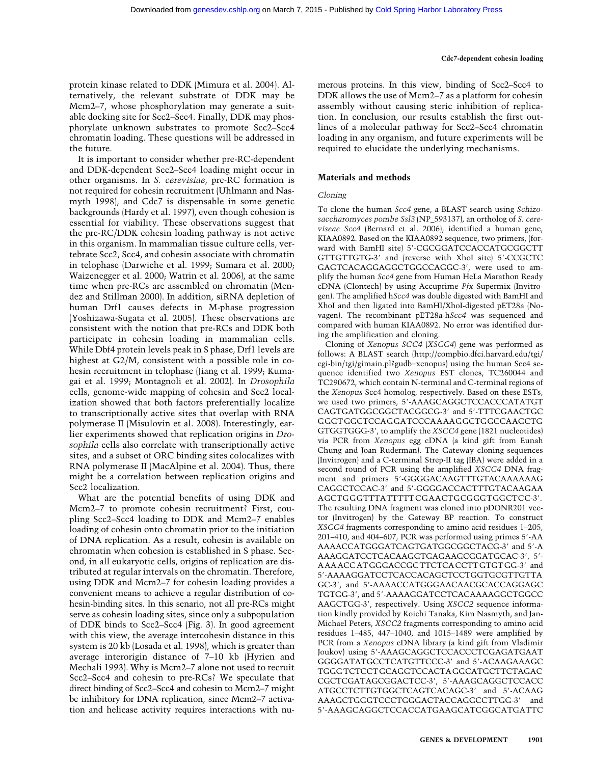protein kinase related to DDK (Mimura et al. 2004). Alternatively, the relevant substrate of DDK may be Mcm2–7, whose phosphorylation may generate a suitable docking site for Scc2–Scc4. Finally, DDK may phosphorylate unknown substrates to promote Scc2–Scc4 chromatin loading. These questions will be addressed in the future.

It is important to consider whether pre-RC-dependent and DDK-dependent Scc2–Scc4 loading might occur in other organisms. In *S. cerevisiae*, pre-RC formation is not required for cohesin recruitment (Uhlmann and Nasmyth 1998), and Cdc7 is dispensable in some genetic backgrounds (Hardy et al. 1997), even though cohesion is essential for viability. These observations suggest that the pre-RC/DDK cohesin loading pathway is not active in this organism. In mammalian tissue culture cells, vertebrate Scc2, Scc4, and cohesin associate with chromatin in telophase (Darwiche et al. 1999; Sumara et al. 2000; Waizenegger et al. 2000; Watrin et al. 2006), at the same time when pre-RCs are assembled on chromatin (Mendez and Stillman 2000). In addition, siRNA depletion of human Drf1 causes defects in M-phase progression (Yoshizawa-Sugata et al. 2005). These observations are consistent with the notion that pre-RCs and DDK both participate in cohesin loading in mammalian cells. While Dbf4 protein levels peak in S phase, Drf1 levels are highest at G2/M, consistent with a possible role in cohesin recruitment in telophase (Jiang et al. 1999; Kumagai et al. 1999; Montagnoli et al. 2002). In *Drosophila* cells, genome-wide mapping of cohesin and Scc2 localization showed that both factors preferentially localize to transcriptionally active sites that overlap with RNA polymerase II (Misulovin et al. 2008). Interestingly, earlier experiments showed that replication origins in *Drosophila* cells also correlate with transcriptionally active sites, and a subset of ORC binding sites colocalizes with RNA polymerase II (MacAlpine et al. 2004). Thus, there might be a correlation between replication origins and Scc2 localization.

What are the potential benefits of using DDK and Mcm2–7 to promote cohesin recruitment? First, coupling Scc2–Scc4 loading to DDK and Mcm2–7 enables loading of cohesin onto chromatin prior to the initiation of DNA replication. As a result, cohesin is available on chromatin when cohesion is established in S phase. Second, in all eukaryotic cells, origins of replication are distributed at regular intervals on the chromatin. Therefore, using DDK and Mcm2–7 for cohesin loading provides a convenient means to achieve a regular distribution of cohesin-binding sites. In this scenario, not all pre-RCs might serve as cohesin loading sites, since only a subpopulation of DDK binds to Scc2–Scc4 (Fig. 3). In good agreement with this view, the average intercohesin distance in this system is 20 kb (Losada et al. 1998), which is greater than average interorigin distance of 7–10 kb (Hyrien and Mechali 1993). Why is Mcm2–7 alone not used to recruit Scc2–Scc4 and cohesin to pre-RCs? We speculate that direct binding of Scc2–Scc4 and cohesin to Mcm2–7 might be inhibitory for DNA replication, since Mcm2–7 activation and helicase activity requires interactions with numerous proteins. In this view, binding of Scc2–Scc4 to DDK allows the use of Mcm2–7 as a platform for cohesin assembly without causing steric inhibition of replication. In conclusion, our results establish the first outlines of a molecular pathway for Scc2–Scc4 chromatin loading in any organism, and future experiments will be required to elucidate the underlying mechanisms.

## Materials and methods

### Cloning

To clone the human *Scc4* gene, a BLAST search using *Schizosaccharomyces pombe Ssl3* (NP_593137), an ortholog of *S. cerevisiae Scc4* (Bernard et al. 2006), identified a human gene, KIAA0892. Based on the KIAA0892 sequence, two primers, (forward with BamHI site) 5′-CGCGGATCCACCATGCGGCTT GTTGTTGTG-3′ and (reverse with XhoI site) 5′-CCGCTC GAGTCACAGGAGGCTGGCCAGGC-3′, were used to amplify the human *Scc4* gene from Human HeLa Marathon Ready cDNA (Clontech) by using Accuprime *Pfx* Supermix (Invitrogen). The amplified h*Scc4* was double digested with BamHI and XhoI and then ligated into BamHI/XhoI-digested pET28a (Novagen). The recombinant pET28a-h*Scc4* was sequenced and compared with human KIAA0892. No error was identified during the amplification and cloning.

Cloning of *Xenopus SCC4* (*XSCC4*) gene was performed as follows: A BLAST search (http://compbio.dfci.harvard.edu/tgi/cgi-bin/tgi/gimain.pl?gudb=xenopus) using the human Scc4 sequence identified two *Xenopus* EST clones, TC260044 and TC290672, which contain N-terminal and C-terminal regions of the *Xenopus* Scc4 homolog, respectively. Based on these ESTs, we used two primers, 5′-AAAGCAGGCTCCACCCATATGT CAGTGATGGCGGCTACGGCG-3′ and 5′-TTTCGAACTGC GGGTGGCTCCAGGATCCCAAAAGGCTGGCCAAGCTG GTGGTGGG-3′, to amplify the *XSCC4* gene (1821 nucleotides) via PCR from *Xenopus* egg cDNA (a kind gift from Eunah Chung and Joan Ruderman). The Gateway cloning sequences (Invitrogen) and a C-terminal Strep-II tag (IBA) were added in a second round of PCR using the amplified *XSCC4* DNA fragment and primers 5′-GGGGACAAGTTTGTACAAAAAAG CAGGCTCCAC-3′ and 5′-GGGGACCACTTTGTACAAGAA AGCTGGGTTTATTTTTCGAACTGCGGGTGGCTCC-3′. The resulting DNA fragment was cloned into pDONR201 vector (Invitrogen) by the Gateway BP reaction. To construct *XSCC4* fragments corresponding to amino acid residues 1–205, 201–410, and 404–607, PCR was performed using primes 5′-AA AAAACCATGGGATCAGTGATGGCGGCTACG-3′ and 5′-A AAGGATCCTCACAAGGTGAGAAGCGGATGCAC-3′, 5′-AAAACCATGGGACCGCTTCTCACCTTGTGTGG-3′ and 5′-AAAAGGATCCTCACCACAGCTCCTGGTGCGTTGTTA GC-3′, and 5′-AAAACCATGGGAACAACGCACCAGGAGC TGTGG-3′, and 5′-AAAAGGATCCTCACAAAAGGCTGGCC AAGCTGG-3′, respectively. Using *XSCC2* sequence information kindly provided by Koichi Tanaka, Kim Nasmyth, and Jan-Michael Peters, *XSCC2* fragments corresponding to amino acid residues 1–485, 447–1040, and 1015–1489 were amplified by PCR from a *Xenopus* cDNA library (a kind gift from Vladimir Joukov) using 5′-AAAGCAGGCTCCACCCTCGAGATGAAT GGGGATATGCCTCATGTTCCC-3′ and 5′-ACAAGAAAGC TGGGTCTCCTGCAGGTCCACTAGGCATGCTTCTAGAC CGCTCGATAGCGGACTCC-3′, 5′-AAAGCAGGCTCCACC ATGCCTCTTGTGGCTCAGTCACAGC-3′ and 5′-ACAAG AAAGCTGGGTCCCTGGGACTACCAGGCCTTGG-3′ and 5′-AAAGCAGGCTCCACCATGAAGCATCGGCATGATTC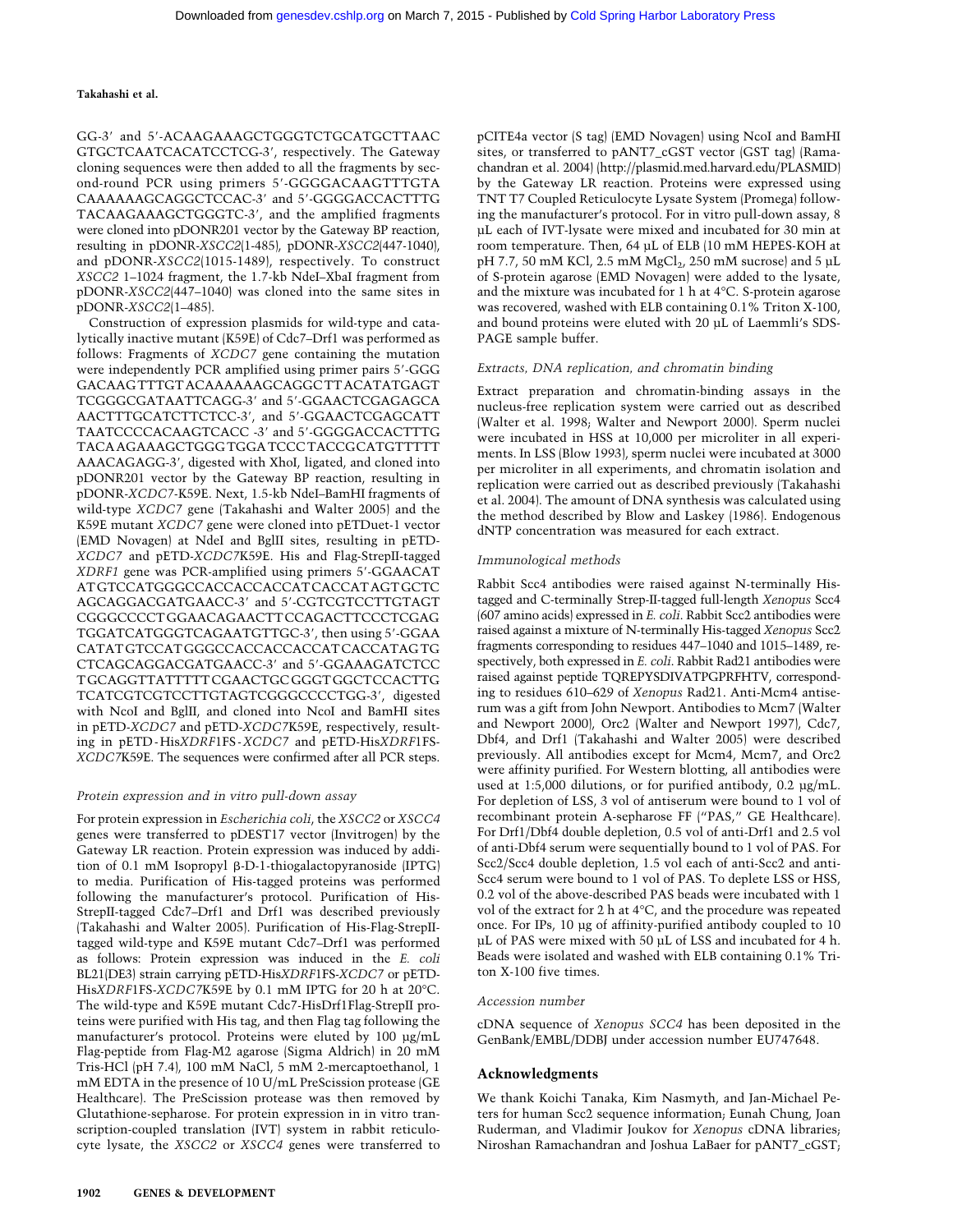GG-3′ and 5′-ACAAGAAAGCTGGGTCTGCATGCTTAAC GTGCTCAATCACATCCTCG-3′, respectively. The Gateway cloning sequences were then added to all the fragments by second-round PCR using primers 5′-GGGGACAAGTTTGTA CAAAAAAGCAGGCTCCAC-3′ and 5′-GGGGACCACTTTG TACAAGAAAGCTGGGTC-3′, and the amplified fragments were cloned into pDONR201 vector by the Gateway BP reaction, resulting in pDONR-*XSCC2*(1-485), pDONR-*XSCC2*(447-1040), and pDONR-*XSCC2*(1015-1489), respectively. To construct *XSCC2* 1–1024 fragment, the 1.7-kb NdeI–XbaI fragment from pDONR-*XSCC2*(447–1040) was cloned into the same sites in pDONR-*XSCC2*(1–485).

Construction of expression plasmids for wild-type and catalytically inactive mutant (K59E) of Cdc7–Drf1 was performed as follows: Fragments of *XCDC7* gene containing the mutation were independently PCR amplified using primer pairs 5′-GGG GACAAGTTTGTACAAAAAAGCAGGCTTACATATGAGT TCGGGCGATAATTCAGG-3′ and 5′-GGAACTCGAGAGCA AACTTTGCATCTTCTCC-3′, and 5′-GGAACTCGAGCATT TAATCCCCACAAGTCACC -3′ and 5′-GGGGACCACTTTG TACAAGAAAGCTGGGTGGATCCCTACCGCATGTTTTT AAACAGAGG-3′, digested with XhoI, ligated, and cloned into pDONR201 vector by the Gateway BP reaction, resulting in pDONR-*XCDC7*-K59E. Next, 1.5-kb NdeI–BamHI fragments of wild-type *XCDC7* gene (Takahashi and Walter 2005) and the K59E mutant *XCDC7* gene were cloned into pETDuet-1 vector (EMD Novagen) at NdeI and BglII sites, resulting in pETD-*XCDC7* and pETD-*XCDC7*K59E. His and Flag-StrepII-tagged *XDRF1* gene was PCR-amplified using primers 5′-GGAACAT ATGTCCATGGGCCACCACCACCATCACCATAGTGCTC AGCAGGACGATGAACC-3′ and 5′-CGTCGTCCTTGTAGT CGGGCCCCTGGAACAGAACTTCCAGACTTCCCTCGAG TGGATCATGGGTCAGAATGTTGC-3′, then using 5′-GGAA CATATGTCCATGGGCCACCACCACCATCACCATAGTG CTCAGCAGGACGATGAACC-3′ and 5′-GGAAAGATCTCC TGCAGGTTATTTTTCGAACTGCGGGTGGCTCCACTTG TCATCGTCGTCCTTGTAGTCGGGCCCCTGG-3′, digested with NcoI and BglII, and cloned into NcoI and BamHI sites in pETD-*XCDC7* and pETD-*XCDC7*K59E, respectively, resulting in pETD-His*XDRF1*FS-*XCDC7* and pETD-His*XDRF1*FS-*XCDC7*K59E. The sequences were confirmed after all PCR steps.

### *Protein expression and in vitro pull-down assay*

For protein expression in *Escherichia coli*, the *XSCC2* or *XSCC4* genes were transferred to pDEST17 vector (Invitrogen) by the Gateway LR reaction. Protein expression was induced by addition of 0.1 mM Isopropyl β-D-1-thiogalactopyranoside (IPTG) to media. Purification of His-tagged proteins was performed following the manufacturer's protocol. Purification of His-StrepII-tagged Cdc7–Drf1 and Drf1 was described previously (Takahashi and Walter 2005). Purification of His-Flag-StrepII-tagged wild-type and K59E mutant Cdc7–Drf1 was performed as follows: Protein expression was induced in the *E. coli* BL21(DE3) strain carrying pETD-His*XDRF1*FS-*XCDC7* or pETD-His*XDRF1*FS-*XCDC7*K59E by 0.1 mM IPTG for 20 h at 20°C. The wild-type and K59E mutant Cdc7-HisDrf1Flag-StrepII proteins were purified with His tag, and then Flag tag following the manufacturer's protocol. Proteins were eluted by 100 µg/mL Flag-peptide from Flag-M2 agarose (Sigma Aldrich) in 20 mM Tris-HCl (pH 7.4), 100 mM NaCl, 5 mM 2-mercaptoethanol, 1 mM EDTA in the presence of 10 U/mL PreScission protease (GE Healthcare). The PreScission protease was then removed by Glutathione-sepharose. For protein expression in in vitro transcription-coupled translation (IVT) system in rabbit reticulocyte lysate, the *XSCC2* or *XSCC4* genes were transferred to pCITE4a vector (S tag) (EMD Novagen) using NcoI and BamHI sites, or transferred to pANT7_cGST vector (GST tag) (Ramachandran et al. 2004) (http://plasmid.med.harvard.edu/PLASMID) by the Gateway LR reaction. Proteins were expressed using TNT T7 Coupled Reticulocyte Lysate System (Promega) following the manufacturer's protocol. For in vitro pull-down assay, 8 µL each of IVT-lysate were mixed and incubated for 30 min at room temperature. Then, 64 µL of ELB (10 mM HEPES-KOH at pH 7.7, 50 mM KCl, 2.5 mM $MgCl_2$, 250 mM sucrose) and 5 µL of S-protein agarose (EMD Novagen) were added to the lysate, and the mixture was incubated for 1 h at 4°C. S-protein agarose was recovered, washed with ELB containing 0.1% Triton X-100, and bound proteins were eluted with 20 µL of Laemmli's SDS-PAGE sample buffer.

### *Extracts, DNA replication, and chromatin binding*

Extract preparation and chromatin-binding assays in the nucleus-free replication system were carried out as described (Walter et al. 1998; Walter and Newport 2000). Sperm nuclei were incubated in HSS at 10,000 per microliter in all experiments. In LSS (Blow 1993), sperm nuclei were incubated at 3000 per microliter in all experiments, and chromatin isolation and replication were carried out as described previously (Takahashi et al. 2004). The amount of DNA synthesis was calculated using the method described by Blow and Laskey (1986). Endogenous dNTP concentration was measured for each extract.

### *Immunological methods*

Rabbit Scc4 antibodies were raised against N-terminally His-tagged and C-terminally Strep-II-tagged full-length *Xenopus* Scc4 (607 amino acids) expressed in *E. coli*. Rabbit Scc2 antibodies were raised against a mixture of N-terminally His-tagged *Xenopus* Scc2 fragments corresponding to residues 447–1040 and 1015–1489, respectively, both expressed in *E. coli*. Rabbit Rad21 antibodies were raised against peptide TQREPYSDIVATPGPRFHTV, corresponding to residues 610–629 of *Xenopus* Rad21. Anti-Mcm4 antiserum was a gift from John Newport. Antibodies to Mcm7 (Walter and Newport 2000), Orc2 (Walter and Newport 1997), Cdc7, Dbf4, and Drf1 (Takahashi and Walter 2005) were described previously. All antibodies except for Mcm4, Mcm7, and Orc2 were affinity purified. For Western blotting, all antibodies were used at 1:5,000 dilutions, or for purified antibody, 0.2 µg/mL. For depletion of LSS, 3 vol of antiserum were bound to 1 vol of recombinant protein A-sepharose FF ("PAS," GE Healthcare). For Drf1/Dbf4 double depletion, 0.5 vol of anti-Drf1 and 2.5 vol of anti-Dbf4 serum were sequentially bound to 1 vol of PAS. For Scc2/Scc4 double depletion, 1.5 vol each of anti-Scc2 and anti-Scc4 serum were bound to 1 vol of PAS. To deplete LSS or HSS, 0.2 vol of the above-described PAS beads were incubated with 1 vol of the extract for 2 h at 4°C, and the procedure was repeated once. For IPs, 10 µg of affinity-purified antibody coupled to 10 µL of PAS were mixed with 50 µL of LSS and incubated for 4 h. Beads were isolated and washed with ELB containing 0.1% Triton X-100 five times.

### *Accession number*

cDNA sequence of *Xenopus SCC4* has been deposited in the GenBank/EMBL/DDBJ under accession number EU747648.

## Acknowledgments

We thank Koichi Tanaka, Kim Nasmyth, and Jan-Michael Peters for human Scc2 sequence information; Eunah Chung, Joan Ruderman, and Vladimir Joukov for *Xenopus* cDNA libraries; Niroshan Ramachandran and Joshua LaBaer for pANT7_cGST;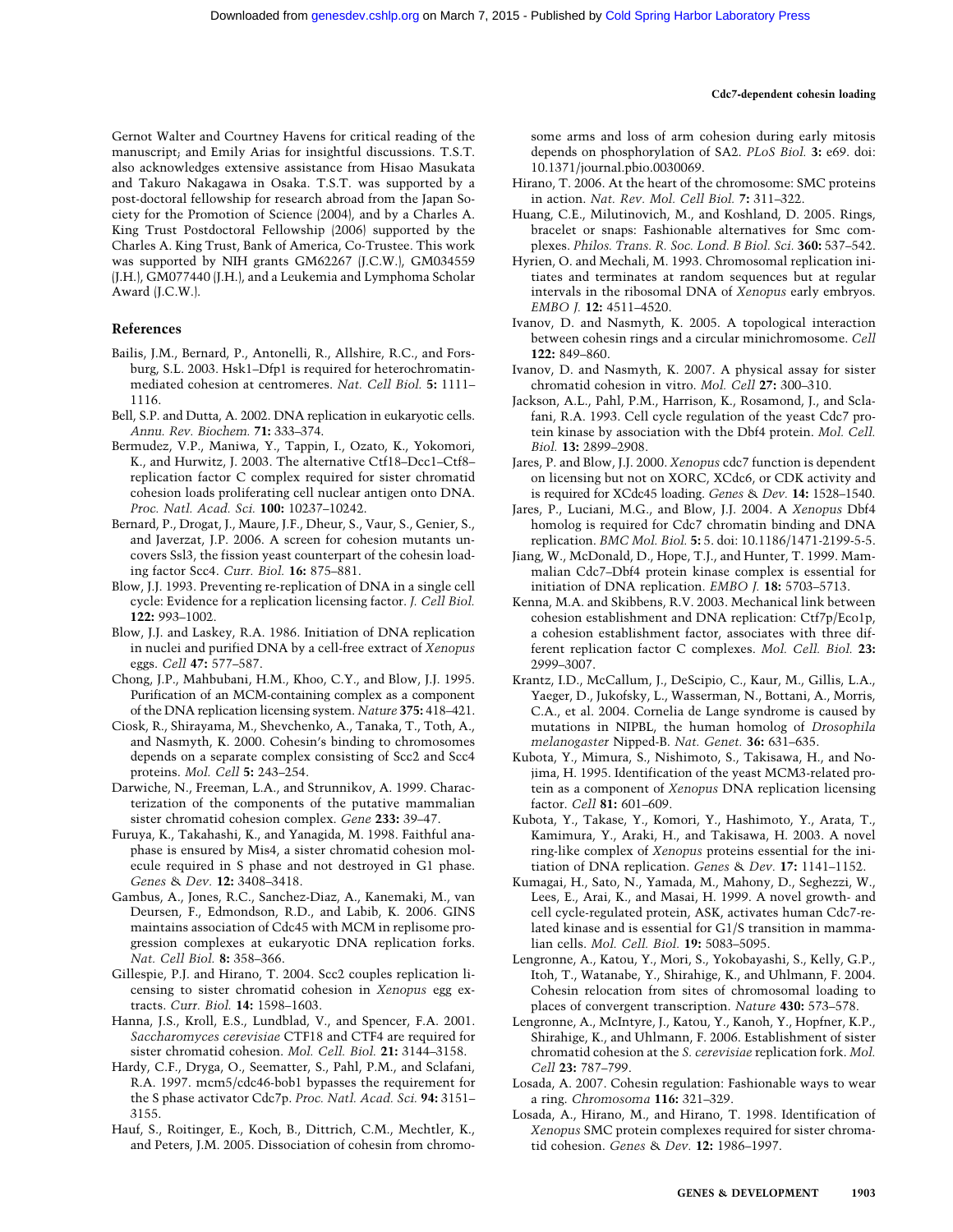Gernot Walter and Courtney Havens for critical reading of the manuscript; and Emily Arias for insightful discussions. T.S.T. also acknowledges extensive assistance from Hisao Masukata and Takuro Nakagawa in Osaka. T.S.T. was supported by a post-doctoral fellowship for research abroad from the Japan Society for the Promotion of Science (2004), and by a Charles A. King Trust Postdoctoral Fellowship (2006) supported by the Charles A. King Trust, Bank of America, Co-Trustee. This work was supported by NIH grants GM62267 (J.C.W.), GM034559 (J.H.), GM077440 (J.H.), and a Leukemia and Lymphoma Scholar Award (J.C.W.).

## References

Bailis, J.M., Bernard, P., Antonelli, R., Allshire, R.C., and Forsburg, S.L. 2003. Hsk1–Dfp1 is required for heterochromatin-mediated cohesion at centromeres. *Nat. Cell Biol.* **5:** 1111–1116.

Bell, S.P. and Dutta, A. 2002. DNA replication in eukaryotic cells. *Annu. Rev. Biochem.* **71:** 333–374.

Bermudez, V.P., Maniwa, Y., Tappin, I., Ozato, K., Yokomori, K., and Hurwitz, J. 2003. The alternative Ctf18–Dcc1–Ctf8–replication factor C complex required for sister chromatid cohesion loads proliferating cell nuclear antigen onto DNA. *Proc. Natl. Acad. Sci.* **100:** 10237–10242.

Bernard, P., Drogat, J., Maure, J.F., Dheur, S., Vaur, S., Genier, S., and Javerzat, J.P. 2006. A screen for cohesion mutants uncovers Ssl3, the fission yeast counterpart of the cohesin loading factor Scc4. *Curr. Biol.* **16:** 875–881.

Blow, J.J. 1993. Preventing re-replication of DNA in a single cell cycle: Evidence for a replication licensing factor. *J. Cell Biol.* **122:** 993–1002.

Blow, J.J. and Laskey, R.A. 1986. Initiation of DNA replication in nuclei and purified DNA by a cell-free extract of *Xenopus* eggs. *Cell* **47:** 577–587.

Chong, J.P., Mahbubani, H.M., Khoo, C.Y., and Blow, J.J. 1995. Purification of an MCM-containing complex as a component of the DNA replication licensing system. *Nature* **375:** 418–421.

Ciosk, R., Shirayama, M., Shevchenko, A., Tanaka, T., Toth, A., and Nasmyth, K. 2000. Cohesin's binding to chromosomes depends on a separate complex consisting of Scc2 and Scc4 proteins. *Mol. Cell* **5:** 243–254.

Darwiche, N., Freeman, L.A., and Strunnikov, A. 1999. Characterization of the components of the putative mammalian sister chromatid cohesion complex. *Gene* **233:** 39–47.

Furuya, K., Takahashi, K., and Yanagida, M. 1998. Faithful anaphase is ensured by Mis4, a sister chromatid cohesion molecule required in S phase and not destroyed in G1 phase. *Genes & Dev.* **12:** 3408–3418.

Gambus, A., Jones, R.C., Sanchez-Diaz, A., Kanemaki, M., van Deursen, F., Edmondson, R.D., and Labib, K. 2006. GINS maintains association of Cdc45 with MCM in replisome progression complexes at eukaryotic DNA replication forks. *Nat. Cell Biol.* **8:** 358–366.

Gillespie, P.J. and Hirano, T. 2004. Scc2 couples replication licensing to sister chromatid cohesion in *Xenopus* egg extracts. *Curr. Biol.* **14:** 1598–1603.

Hanna, J.S., Kroll, E.S., Lundblad, V., and Spencer, F.A. 2001. *Saccharomyces cerevisiae* CTF18 and CTF4 are required for sister chromatid cohesion. *Mol. Cell. Biol.* **21:** 3144–3158.

Hardy, C.F., Dryga, O., Seematter, S., Pahl, P.M., and Sclafani, R.A. 1997. mcm5/cdc46-bob1 bypasses the requirement for the S phase activator Cdc7p. *Proc. Natl. Acad. Sci.* **94:** 3151–3155.

Hauf, S., Roitinger, E., Koch, B., Dittrich, C.M., Mechtler, K., and Peters, J.M. 2005. Dissociation of cohesin from chromosome arms and loss of arm cohesion during early mitosis depends on phosphorylation of SA2. *PLoS Biol.* **3:** e69. doi: 10.1371/journal.pbio.0030069.

Hirano, T. 2006. At the heart of the chromosome: SMC proteins in action. *Nat. Rev. Mol. Cell Biol.* **7:** 311–322.

Huang, C.E., Milutinovich, M., and Koshland, D. 2005. Rings, bracelet or snaps: Fashionable alternatives for Smc complexes. *Philos. Trans. R. Soc. Lond. B Biol. Sci.* **360:** 537–542.

Hyrien, O. and Mechali, M. 1993. Chromosomal replication initiates and terminates at random sequences but at regular intervals in the ribosomal DNA of *Xenopus* early embryos. *EMBO J.* **12:** 4511–4520.

Ivanov, D. and Nasmyth, K. 2005. A topological interaction between cohesin rings and a circular minichromosome. *Cell* **122:** 849–860.

Ivanov, D. and Nasmyth, K. 2007. A physical assay for sister chromatid cohesion in vitro. *Mol. Cell* **27:** 300–310.

Jackson, A.L., Pahl, P.M., Harrison, K., Rosamond, J., and Sclafani, R.A. 1993. Cell cycle regulation of the yeast Cdc7 protein kinase by association with the Dbf4 protein. *Mol. Cell. Biol.* **13:** 2899–2908.

Jares, P. and Blow, J.J. 2000. *Xenopus* cdc7 function is dependent on licensing but not on XORC, XCdc6, or CDK activity and is required for XCdc45 loading. *Genes & Dev.* **14:** 1528–1540.

Jares, P., Luciani, M.G., and Blow, J.J. 2004. A *Xenopus* Dbf4 homolog is required for Cdc7 chromatin binding and DNA replication. *BMC Mol. Biol.* **5:** 5. doi: 10.1186/1471-2199-5-5.

Jiang, W., McDonald, D., Hope, T.J., and Hunter, T. 1999. Mammalian Cdc7–Dbf4 protein kinase complex is essential for initiation of DNA replication. *EMBO J.* **18:** 5703–5713.

Kenna, M.A. and Skibbens, R.V. 2003. Mechanical link between cohesion establishment and DNA replication: Ctf7p/Eco1p, a cohesion establishment factor, associates with three different replication factor C complexes. *Mol. Cell. Biol.* **23:** 2999–3007.

Krantz, I.D., McCallum, J., DeScipio, C., Kaur, M., Gillis, L.A., Yaeger, D., Jukofsky, L., Wasserman, N., Bottani, A., Morris, C.A., et al. 2004. Cornelia de Lange syndrome is caused by mutations in NIPBL, the human homolog of *Drosophila melanogaster* Nipped-B. *Nat. Genet.* **36:** 631–635.

Kubota, Y., Mimura, S., Nishimoto, S., Takisawa, H., and Nojima, H. 1995. Identification of the yeast MCM3-related protein as a component of *Xenopus* DNA replication licensing factor. *Cell* **81:** 601–609.

Kubota, Y., Takase, Y., Komori, Y., Hashimoto, Y., Arata, T., Kamimura, Y., Araki, H., and Takisawa, H. 2003. A novel ring-like complex of *Xenopus* proteins essential for the initiation of DNA replication. *Genes & Dev.* **17:** 1141–1152.

Kumagai, H., Sato, N., Yamada, M., Mahony, D., Seghezzi, W., Lees, E., Arai, K., and Masai, H. 1999. A novel growth- and cell cycle-regulated protein, ASK, activates human Cdc7-related kinase and is essential for G1/S transition in mammalian cells. *Mol. Cell. Biol.* **19:** 5083–5095.

Lengronne, A., Katou, Y., Mori, S., Yokobayashi, S., Kelly, G.P., Itoh, T., Watanabe, Y., Shirahige, K., and Uhlmann, F. 2004. Cohesin relocation from sites of chromosomal loading to places of convergent transcription. *Nature* **430:** 573–578.

Lengronne, A., McIntyre, J., Katou, Y., Kanoh, Y., Hopfner, K.P., Shirahige, K., and Uhlmann, F. 2006. Establishment of sister chromatid cohesion at the *S. cerevisiae* replication fork. *Mol. Cell* **23:** 787–799.

Losada, A. 2007. Cohesin regulation: Fashionable ways to wear a ring. *Chromosoma* **116:** 321–329.

Losada, A., Hirano, M., and Hirano, T. 1998. Identification of *Xenopus* SMC protein complexes required for sister chromatid cohesion. *Genes & Dev.* **12:** 1986–1997.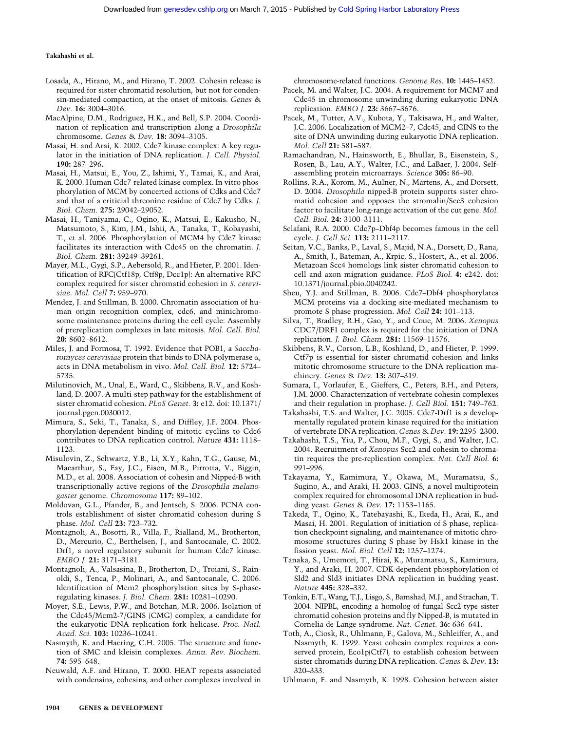Losada, A., Hirano, M., and Hirano, T. 2002. Cohesin release is required for sister chromatid resolution, but not for condensin-mediated compaction, at the onset of mitosis. *Genes & Dev.* **16:** 3004–3016.

MacAlpine, D.M., Rodriguez, H.K., and Bell, S.P. 2004. Coordination of replication and transcription along a *Drosophila* chromosome. *Genes & Dev.* **18:** 3094–3105.

Masai, H. and Arai, K. 2002. Cdc7 kinase complex: A key regulator in the initiation of DNA replication. *J. Cell. Physiol.* **190:** 287–296.

Masai, H., Matsui, E., You, Z., Ishimi, Y., Tamai, K., and Arai, K. 2000. Human Cdc7-related kinase complex. In vitro phosphorylation of MCM by concerted actions of Cdks and Cdc7 and that of a criticial threonine residue of Cdc7 by Cdks. *J. Biol. Chem.* **275:** 29042–29052.

Masai, H., Taniyama, C., Ogino, K., Matsui, E., Kakusho, N., Matsumoto, S., Kim, J.M., Ishii, A., Tanaka, T., Kobayashi, T., et al. 2006. Phosphorylation of MCM4 by Cdc7 kinase facilitates its interaction with Cdc45 on the chromatin. *J. Biol. Chem.* **281:** 39249–39261.

Mayer, M.L., Gygi, S.P., Aebersold, R., and Hieter, P. 2001. Identification of RFC(Ctf18p, Ctf8p, Dcc1p): An alternative RFC complex required for sister chromatid cohesion in *S. cerevisiae*. *Mol. Cell* **7:** 959–970.

Mendez, J. and Stillman, B. 2000. Chromatin association of human origin recognition complex, cdc6, and minichromosome maintenance proteins during the cell cycle: Assembly of prereplication complexes in late mitosis. *Mol. Cell. Biol.* **20:** 8602–8612.

Miles, J. and Formosa, T. 1992. Evidence that POB1, a *Saccharomyces cerevisiae* protein that binds to DNA polymerase α, acts in DNA metabolism in vivo. *Mol. Cell. Biol.* **12:** 5724–5735.

Milutinovich, M., Unal, E., Ward, C., Skibbens, R.V., and Koshland, D. 2007. A multi-step pathway for the establishment of sister chromatid cohesion. *PLoS Genet.* **3:** e12. doi: 10.1371/journal.pgen.0030012.

Mimura, S., Seki, T., Tanaka, S., and Diffley, J.F. 2004. Phosphorylation-dependent binding of mitotic cyclins to Cdc6 contributes to DNA replication control. *Nature* **431:** 1118–1123.

Misulovin, Z., Schwartz, Y.B., Li, X.Y., Kahn, T.G., Gause, M., Macarthur, S., Fay, J.C., Eisen, M.B., Pirrotta, V., Biggin, M.D., et al. 2008. Association of cohesin and Nipped-B with transcriptionally active regions of the *Drosophila melanogaster* genome. *Chromosoma* **117:** 89–102.

Moldovan, G.L., Pfander, B., and Jentsch, S. 2006. PCNA controls establishment of sister chromatid cohesion during S phase. *Mol. Cell* **23:** 723–732.

Montagnoli, A., Bosotti, R., Villa, F., Rialland, M., Brotherton, D., Mercurio, C., Berthelsen, J., and Santocanale, C. 2002. Drf1, a novel regulatory subunit for human Cdc7 kinase. *EMBO J.* **21:** 3171–3181.

Montagnoli, A., Valsasina, B., Brotherton, D., Troiani, S., Rainoldi, S., Tenca, P., Molinari, A., and Santocanale, C. 2006. Identification of Mcm2 phosphorylation sites by S-phase-regulating kinases. *J. Biol. Chem.* **281:** 10281–10290.

Moyer, S.E., Lewis, P.W., and Botchan, M.R. 2006. Isolation of the Cdc45/Mcm2-7/GINS (CMG) complex, a candidate for the eukaryotic DNA replication fork helicase. *Proc. Natl. Acad. Sci.* **103:** 10236–10241.

Nasmyth, K. and Haering, C.H. 2005. The structure and function of SMC and kleisin complexes. *Annu. Rev. Biochem.* **74:** 595–648.

Neuwald, A.F. and Hirano, T. 2000. HEAT repeats associated with condensins, cohesins, and other complexes involved in chromosome-related functions. *Genome Res.* **10:** 1445–1452.

Pacek, M. and Walter, J.C. 2004. A requirement for MCM7 and Cdc45 in chromosome unwinding during eukaryotic DNA replication. *EMBO J.* **23:** 3667–3676.

Pacek, M., Tutter, A.V., Kubota, Y., Takisawa, H., and Walter, J.C. 2006. Localization of MCM2–7, Cdc45, and GINS to the site of DNA unwinding during eukaryotic DNA replication. *Mol. Cell* **21:** 581–587.

Ramachandran, N., Hainsworth, E., Bhullar, B., Eisenstein, S., Rosen, B., Lau, A.Y., Walter, J.C., and LaBaer, J. 2004. Self-assembling protein microarrays. *Science* **305:** 86–90.

Rollins, R.A., Korom, M., Aulner, N., Martens, A., and Dorsett, D. 2004. *Drosophila* nipped-B protein supports sister chromatid cohesion and opposes the stromalin/Scc3 cohesion factor to facilitate long-range activation of the cut gene. *Mol. Cell. Biol.* **24:** 3100–3111.

Sclafani, R.A. 2000. Cdc7p–Dbf4p becomes famous in the cell cycle. *J. Cell Sci.* **113:** 2111–2117.

Seitan, V.C., Banks, P., Laval, S., Majid, N.A., Dorsett, D., Rana, A., Smith, J., Bateman, A., Krpic, S., Hostert, A., et al. 2006. Metazoan Scc4 homologs link sister chromatid cohesion to cell and axon migration guidance. *PLoS Biol.* **4:** e242. doi: 10.1371/journal.pbio.0040242.

Sheu, Y.J. and Stillman, B. 2006. Cdc7–Dbf4 phosphorylates MCM proteins via a docking site-mediated mechanism to promote S phase progression. *Mol. Cell* **24:** 101–113.

Silva, T., Bradley, R.H., Gao, Y., and Coue, M. 2006. *Xenopus* CDC7/DRF1 complex is required for the initiation of DNA replication. *J. Biol. Chem.* **281:** 11569–11576.

Skibbens, R.V., Corson, L.B., Koshland, D., and Hieter, P. 1999. Ctf7p is essential for sister chromatid cohesion and links mitotic chromosome structure to the DNA replication machinery. *Genes & Dev.* **13:** 307–319.

Sumara, I., Vorlaufer, E., Gieffers, C., Peters, B.H., and Peters, J.M. 2000. Characterization of vertebrate cohesin complexes and their regulation in prophase. *J. Cell Biol.* **151:** 749–762.

Takahashi, T.S. and Walter, J.C. 2005. Cdc7-Drf1 is a developmentally regulated protein kinase required for the initiation of vertebrate DNA replication. *Genes & Dev.* **19:** 2295–2300.

Takahashi, T.S., Yiu, P., Chou, M.F., Gygi, S., and Walter, J.C. 2004. Recruitment of *Xenopus* Scc2 and cohesin to chromatin requires the pre-replication complex. *Nat. Cell Biol.* **6:** 991–996.

Takayama, Y., Kamimura, Y., Okawa, M., Muramatsu, S., Sugino, A., and Araki, H. 2003. GINS, a novel multiprotein complex required for chromosomal DNA replication in budding yeast. *Genes & Dev.* **17:** 1153–1165.

Takeda, T., Ogino, K., Tatebayashi, K., Ikeda, H., Arai, K., and Masai, H. 2001. Regulation of initiation of S phase, replication checkpoint signaling, and maintenance of mitotic chromosome structures during S phase by Hsk1 kinase in the fission yeast. *Mol. Biol. Cell* **12:** 1257–1274.

Tanaka, S., Umemori, T., Hirai, K., Muramatsu, S., Kamimura, Y., and Araki, H. 2007. CDK-dependent phosphorylation of Sld2 and Sld3 initiates DNA replication in budding yeast. *Nature* **445:** 328–332.

Tonkin, E.T., Wang, T.J., Lisgo, S., Bamshad, M.J., and Strachan, T. 2004. NIPBL, encoding a homolog of fungal Scc2-type sister chromatid cohesion proteins and fly Nipped-B, is mutated in Cornelia de Lange syndrome. *Nat. Genet.* **36:** 636–641.

Toth, A., Ciosk, R., Uhlmann, F., Galova, M., Schleiffer, A., and Nasmyth, K. 1999. Yeast cohesin complex requires a conserved protein, Eco1p(Ctf7), to establish cohesion between sister chromatids during DNA replication. *Genes & Dev.* **13:** 320–333.

Uhlmann, F. and Nasmyth, K. 1998. Cohesion between sister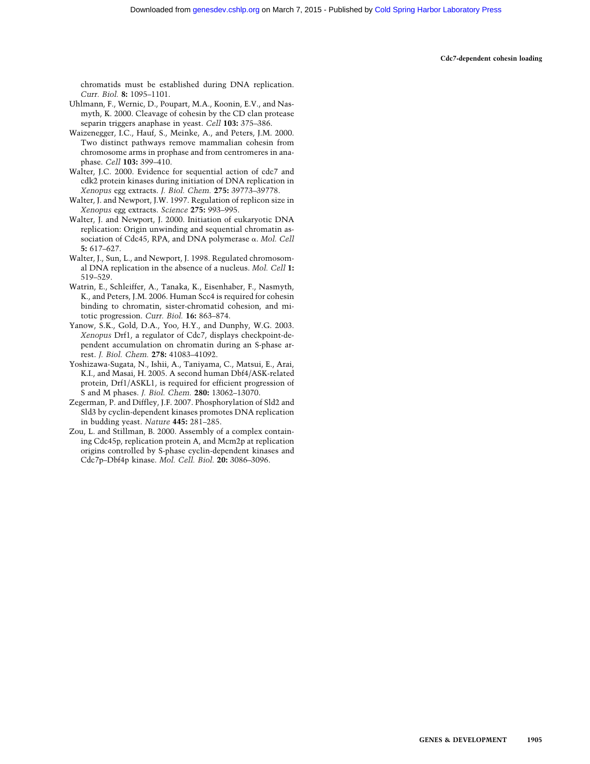chromatids must be established during DNA replication. *Curr. Biol.* **8:** 1095–1101.

Uhlmann, F., Wernic, D., Poupart, M.A., Koonin, E.V., and Nasmyth, K. 2000. Cleavage of cohesin by the CD clan protease separin triggers anaphase in yeast. *Cell* **103:** 375–386.

Waizenegger, I.C., Hauf, S., Meinke, A., and Peters, J.M. 2000. Two distinct pathways remove mammalian cohesin from chromosome arms in prophase and from centromeres in anaphase. *Cell* **103:** 399–410.

Walter, J.C. 2000. Evidence for sequential action of cdc7 and cdk2 protein kinases during initiation of DNA replication in *Xenopus* egg extracts. *J. Biol. Chem.* **275:** 39773–39778.

Walter, J. and Newport, J.W. 1997. Regulation of replicon size in *Xenopus* egg extracts. *Science* **275:** 993–995.

Walter, J. and Newport, J. 2000. Initiation of eukaryotic DNA replication: Origin unwinding and sequential chromatin association of Cdc45, RPA, and DNA polymerase α. *Mol. Cell* **5:** 617–627.

Walter, J., Sun, L., and Newport, J. 1998. Regulated chromosomal DNA replication in the absence of a nucleus. *Mol. Cell* **1:** 519–529.

Watrin, E., Schleiffer, A., Tanaka, K., Eisenhaber, F., Nasmyth, K., and Peters, J.M. 2006. Human Scc4 is required for cohesin binding to chromatin, sister-chromatid cohesion, and mitotic progression. *Curr. Biol.* **16:** 863–874.

Yanow, S.K., Gold, D.A., Yoo, H.Y., and Dunphy, W.G. 2003. *Xenopus* Drf1, a regulator of Cdc7, displays checkpoint-dependent accumulation on chromatin during an S-phase arrest. *J. Biol. Chem.* **278:** 41083–41092.

Yoshizawa-Sugata, N., Ishii, A., Taniyama, C., Matsui, E., Arai, K.I., and Masai, H. 2005. A second human Dbf4/ASK-related protein, Drf1/ASKL1, is required for efficient progression of S and M phases. *J. Biol. Chem.* **280:** 13062–13070.

Zegerman, P. and Diffley, J.F. 2007. Phosphorylation of Sld2 and Sld3 by cyclin-dependent kinases promotes DNA replication in budding yeast. *Nature* **445:** 281–285.

Zou, L. and Stillman, B. 2000. Assembly of a complex containing Cdc45p, replication protein A, and Mcm2p at replication origins controlled by S-phase cyclin-dependent kinases and Cdc7p–Dbf4p kinase. *Mol. Cell. Biol.* **20:** 3086–3096.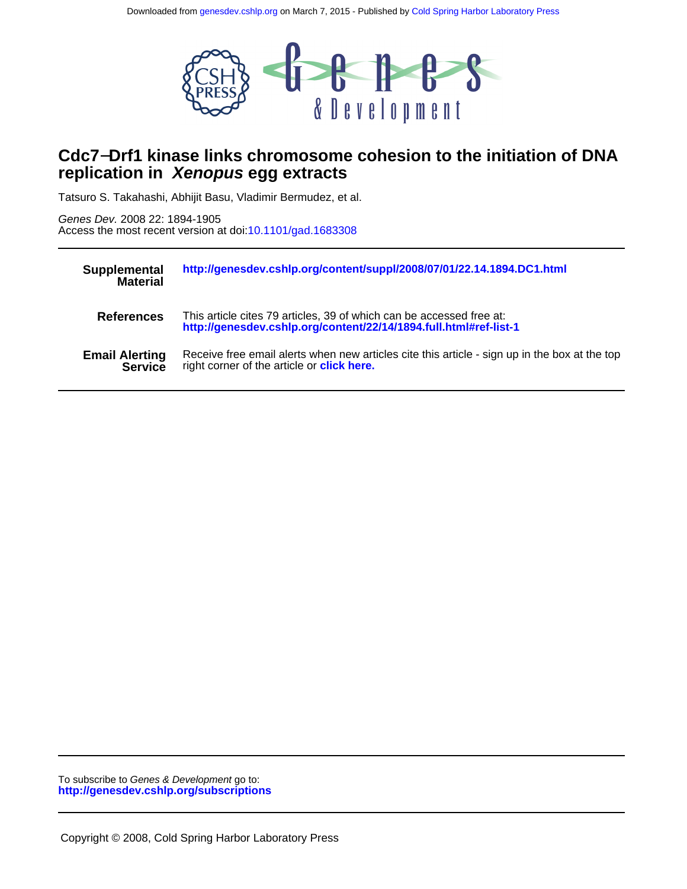Downloaded from genesdev.cshlp.org on March 7, 2015 - Published by Cold Spring Harbor Laboratory Press

# Cdc7–Drf1 kinase links chromosome cohesion to the initiation of DNA replication in *Xenopus* egg extracts

Tatsuro S. Takahashi, Abhijit Basu, Vladimir Bermudez, et al.

*Genes Dev.* 2008 22: 1894-1905
Access the most recent version at doi:10.1101/gad.1683308

| | |
|---|---|
| **Supplemental Material** | **http://genesdev.cshlp.org/content/suppl/2008/07/01/22.14.1894.DC1.html** |
| **References** | This article cites 79 articles, 39 of which can be accessed free at: **http://genesdev.cshlp.org/content/22/14/1894.full.html#ref-list-1** |
| **Email Alerting Service** | Receive free email alerts when new articles cite this article - sign up in the box at the top right corner of the article or **click here.** |

To subscribe to *Genes & Development* go to:
**http://genesdev.cshlp.org/subscriptions**

Copyright © 2008, Cold Spring Harbor Laboratory Press